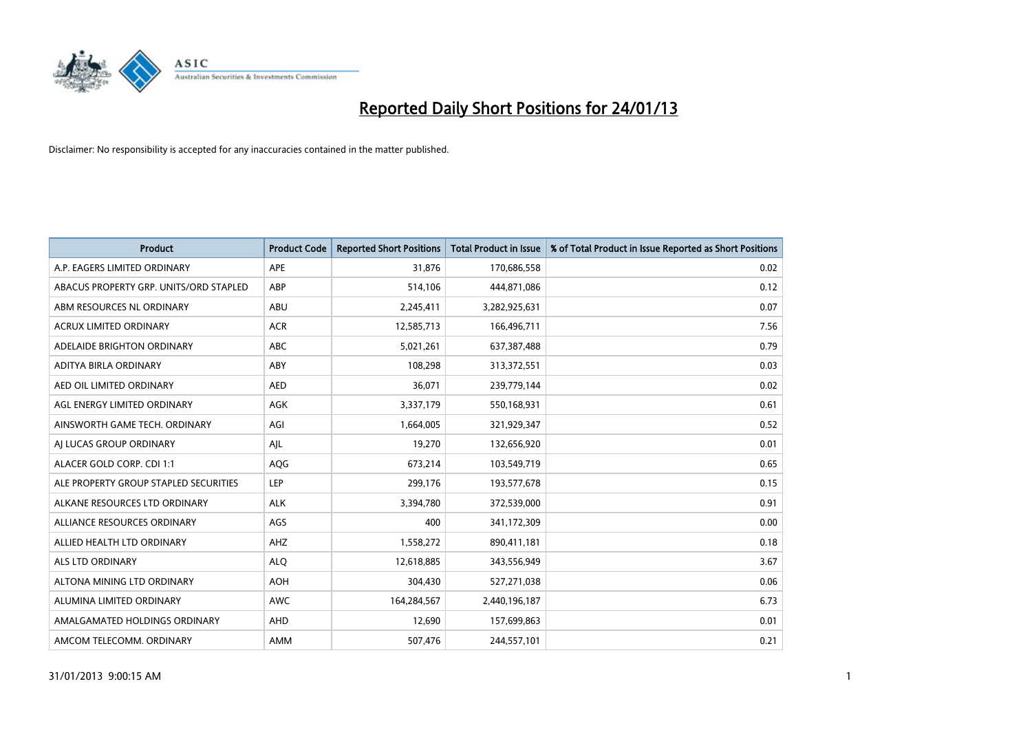# Reported Daily Short Positions for 24/01/13

Disclaimer: No responsibility is accepted for any inaccuracies contained in the matter published.

| Product | Product Code | Reported Short Positions | Total Product in Issue | % of Total Product in Issue Reported as Short Positions |
|---|---|---|---|---|
| A.P. EAGERS LIMITED ORDINARY | APE | 31,876 | 170,686,558 | 0.02 |
| ABACUS PROPERTY GRP. UNITS/ORD STAPLED | ABP | 514,106 | 444,871,086 | 0.12 |
| ABM RESOURCES NL ORDINARY | ABU | 2,245,411 | 3,282,925,631 | 0.07 |
| ACRUX LIMITED ORDINARY | ACR | 12,585,713 | 166,496,711 | 7.56 |
| ADELAIDE BRIGHTON ORDINARY | ABC | 5,021,261 | 637,387,488 | 0.79 |
| ADITYA BIRLA ORDINARY | ABY | 108,298 | 313,372,551 | 0.03 |
| AED OIL LIMITED ORDINARY | AED | 36,071 | 239,779,144 | 0.02 |
| AGL ENERGY LIMITED ORDINARY | AGK | 3,337,179 | 550,168,931 | 0.61 |
| AINSWORTH GAME TECH. ORDINARY | AGI | 1,664,005 | 321,929,347 | 0.52 |
| AJ LUCAS GROUP ORDINARY | AJL | 19,270 | 132,656,920 | 0.01 |
| ALACER GOLD CORP. CDI 1:1 | AQG | 673,214 | 103,549,719 | 0.65 |
| ALE PROPERTY GROUP STAPLED SECURITIES | LEP | 299,176 | 193,577,678 | 0.15 |
| ALKANE RESOURCES LTD ORDINARY | ALK | 3,394,780 | 372,539,000 | 0.91 |
| ALLIANCE RESOURCES ORDINARY | AGS | 400 | 341,172,309 | 0.00 |
| ALLIED HEALTH LTD ORDINARY | AHZ | 1,558,272 | 890,411,181 | 0.18 |
| ALS LTD ORDINARY | ALQ | 12,618,885 | 343,556,949 | 3.67 |
| ALTONA MINING LTD ORDINARY | AOH | 304,430 | 527,271,038 | 0.06 |
| ALUMINA LIMITED ORDINARY | AWC | 164,284,567 | 2,440,196,187 | 6.73 |
| AMALGAMATED HOLDINGS ORDINARY | AHD | 12,690 | 157,699,863 | 0.01 |
| AMCOM TELECOMM. ORDINARY | AMM | 507,476 | 244,557,101 | 0.21 |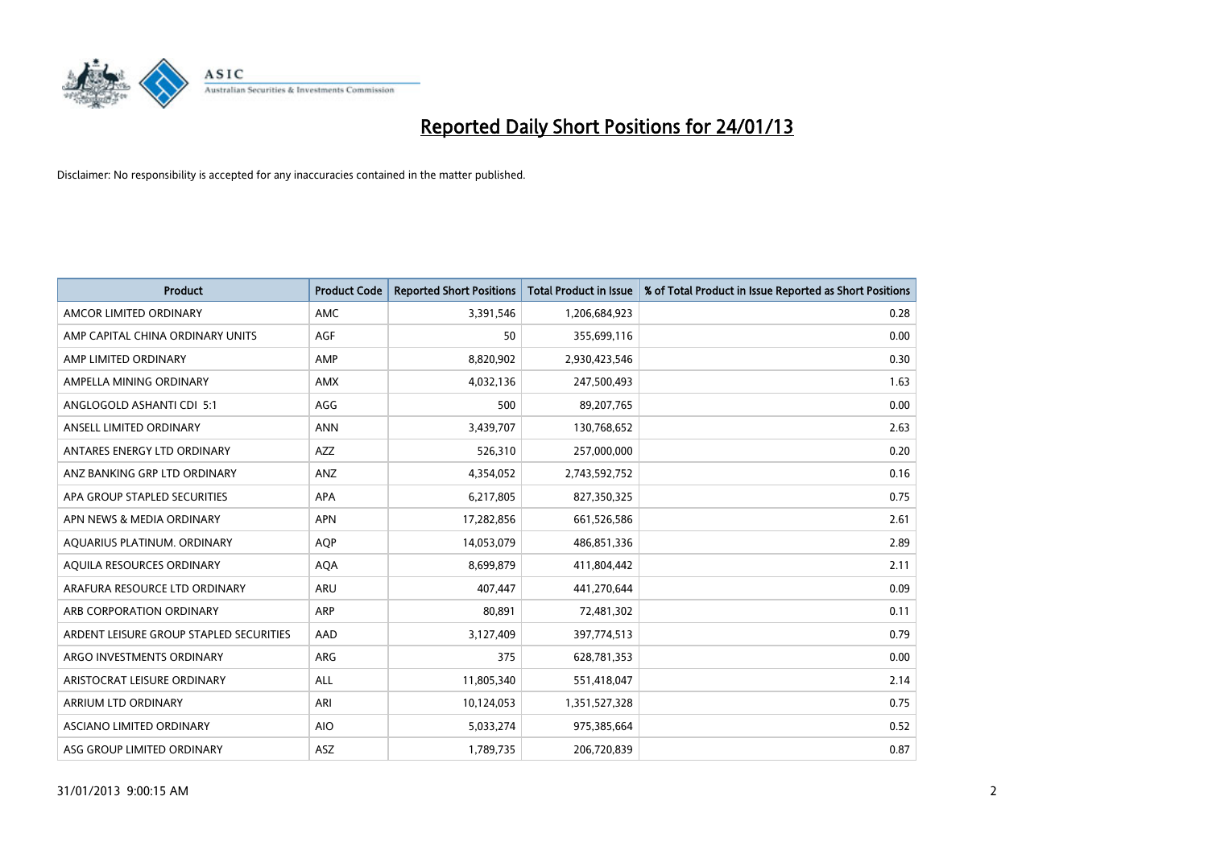# Reported Daily Short Positions for 24/01/13

Disclaimer: No responsibility is accepted for any inaccuracies contained in the matter published.

| Product | Product Code | Reported Short Positions | Total Product in Issue | % of Total Product in Issue Reported as Short Positions |
|---|---|---|---|---|
| AMCOR LIMITED ORDINARY | AMC | 3,391,546 | 1,206,684,923 | 0.28 |
| AMP CAPITAL CHINA ORDINARY UNITS | AGF | 50 | 355,699,116 | 0.00 |
| AMP LIMITED ORDINARY | AMP | 8,820,902 | 2,930,423,546 | 0.30 |
| AMPELLA MINING ORDINARY | AMX | 4,032,136 | 247,500,493 | 1.63 |
| ANGLOGOLD ASHANTI CDI 5:1 | AGG | 500 | 89,207,765 | 0.00 |
| ANSELL LIMITED ORDINARY | ANN | 3,439,707 | 130,768,652 | 2.63 |
| ANTARES ENERGY LTD ORDINARY | AZZ | 526,310 | 257,000,000 | 0.20 |
| ANZ BANKING GRP LTD ORDINARY | ANZ | 4,354,052 | 2,743,592,752 | 0.16 |
| APA GROUP STAPLED SECURITIES | APA | 6,217,805 | 827,350,325 | 0.75 |
| APN NEWS & MEDIA ORDINARY | APN | 17,282,856 | 661,526,586 | 2.61 |
| AQUARIUS PLATINUM. ORDINARY | AQP | 14,053,079 | 486,851,336 | 2.89 |
| AQUILA RESOURCES ORDINARY | AQA | 8,699,879 | 411,804,442 | 2.11 |
| ARAFURA RESOURCE LTD ORDINARY | ARU | 407,447 | 441,270,644 | 0.09 |
| ARB CORPORATION ORDINARY | ARP | 80,891 | 72,481,302 | 0.11 |
| ARDENT LEISURE GROUP STAPLED SECURITIES | AAD | 3,127,409 | 397,774,513 | 0.79 |
| ARGO INVESTMENTS ORDINARY | ARG | 375 | 628,781,353 | 0.00 |
| ARISTOCRAT LEISURE ORDINARY | ALL | 11,805,340 | 551,418,047 | 2.14 |
| ARRIUM LTD ORDINARY | ARI | 10,124,053 | 1,351,527,328 | 0.75 |
| ASCIANO LIMITED ORDINARY | AIO | 5,033,274 | 975,385,664 | 0.52 |
| ASG GROUP LIMITED ORDINARY | ASZ | 1,789,735 | 206,720,839 | 0.87 |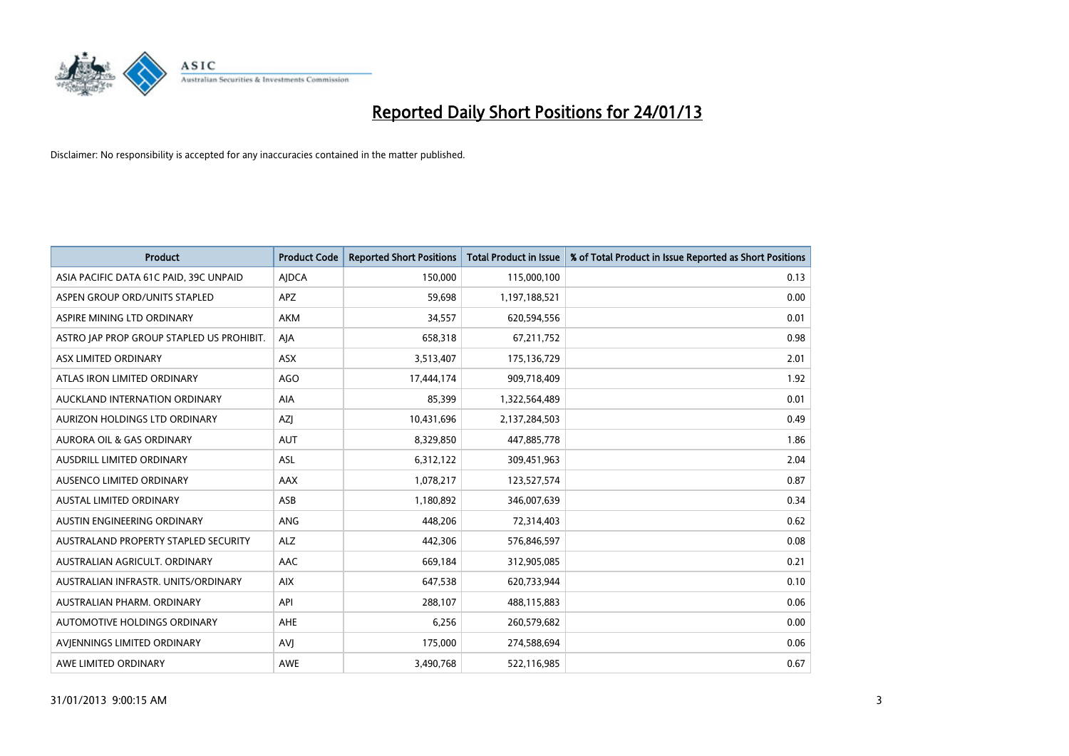# Reported Daily Short Positions for 24/01/13

Disclaimer: No responsibility is accepted for any inaccuracies contained in the matter published.

| Product | Product Code | Reported Short Positions | Total Product in Issue | % of Total Product in Issue Reported as Short Positions |
|---|---|---|---|---|
| ASIA PACIFIC DATA 61C PAID, 39C UNPAID | AJDCA | 150,000 | 115,000,100 | 0.13 |
| ASPEN GROUP ORD/UNITS STAPLED | APZ | 59,698 | 1,197,188,521 | 0.00 |
| ASPIRE MINING LTD ORDINARY | AKM | 34,557 | 620,594,556 | 0.01 |
| ASTRO JAP PROP GROUP STAPLED US PROHIBIT. | AJA | 658,318 | 67,211,752 | 0.98 |
| ASX LIMITED ORDINARY | ASX | 3,513,407 | 175,136,729 | 2.01 |
| ATLAS IRON LIMITED ORDINARY | AGO | 17,444,174 | 909,718,409 | 1.92 |
| AUCKLAND INTERNATION ORDINARY | AIA | 85,399 | 1,322,564,489 | 0.01 |
| AURIZON HOLDINGS LTD ORDINARY | AZJ | 10,431,696 | 2,137,284,503 | 0.49 |
| AURORA OIL & GAS ORDINARY | AUT | 8,329,850 | 447,885,778 | 1.86 |
| AUSDRILL LIMITED ORDINARY | ASL | 6,312,122 | 309,451,963 | 2.04 |
| AUSENCO LIMITED ORDINARY | AAX | 1,078,217 | 123,527,574 | 0.87 |
| AUSTAL LIMITED ORDINARY | ASB | 1,180,892 | 346,007,639 | 0.34 |
| AUSTIN ENGINEERING ORDINARY | ANG | 448,206 | 72,314,403 | 0.62 |
| AUSTRALAND PROPERTY STAPLED SECURITY | ALZ | 442,306 | 576,846,597 | 0.08 |
| AUSTRALIAN AGRICULT. ORDINARY | AAC | 669,184 | 312,905,085 | 0.21 |
| AUSTRALIAN INFRASTR. UNITS/ORDINARY | AIX | 647,538 | 620,733,944 | 0.10 |
| AUSTRALIAN PHARM. ORDINARY | API | 288,107 | 488,115,883 | 0.06 |
| AUTOMOTIVE HOLDINGS ORDINARY | AHE | 6,256 | 260,579,682 | 0.00 |
| AVJENNINGS LIMITED ORDINARY | AVJ | 175,000 | 274,588,694 | 0.06 |
| AWE LIMITED ORDINARY | AWE | 3,490,768 | 522,116,985 | 0.67 |

31/01/2013 9:00:15 AM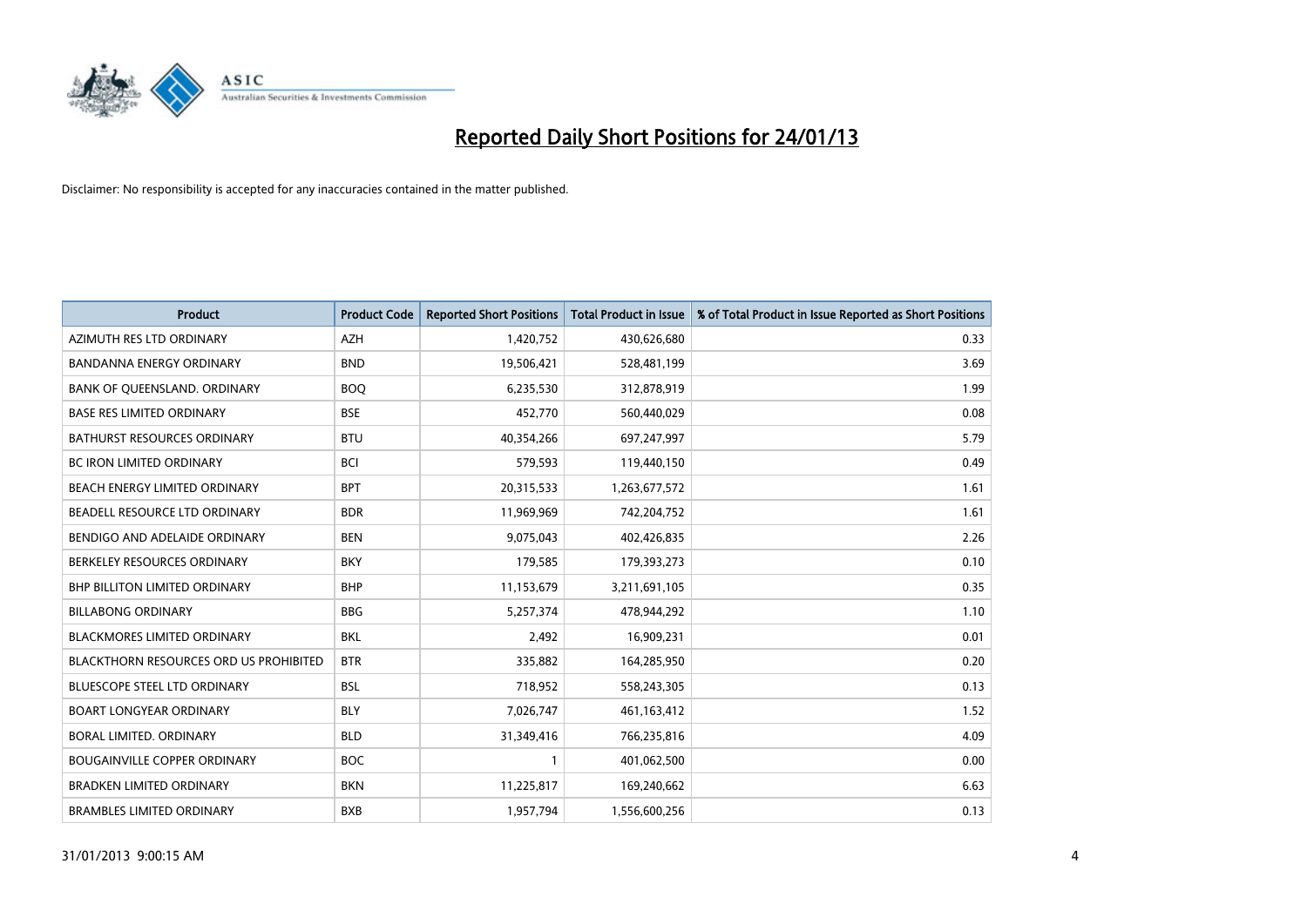# Reported Daily Short Positions for 24/01/13

Disclaimer: No responsibility is accepted for any inaccuracies contained in the matter published.

| Product | Product Code | Reported Short Positions | Total Product in Issue | % of Total Product in Issue Reported as Short Positions |
|---|---|---|---|---|
| AZIMUTH RES LTD ORDINARY | AZH | 1,420,752 | 430,626,680 | 0.33 |
| BANDANNA ENERGY ORDINARY | BND | 19,506,421 | 528,481,199 | 3.69 |
| BANK OF QUEENSLAND. ORDINARY | BOQ | 6,235,530 | 312,878,919 | 1.99 |
| BASE RES LIMITED ORDINARY | BSE | 452,770 | 560,440,029 | 0.08 |
| BATHURST RESOURCES ORDINARY | BTU | 40,354,266 | 697,247,997 | 5.79 |
| BC IRON LIMITED ORDINARY | BCI | 579,593 | 119,440,150 | 0.49 |
| BEACH ENERGY LIMITED ORDINARY | BPT | 20,315,533 | 1,263,677,572 | 1.61 |
| BEADELL RESOURCE LTD ORDINARY | BDR | 11,969,969 | 742,204,752 | 1.61 |
| BENDIGO AND ADELAIDE ORDINARY | BEN | 9,075,043 | 402,426,835 | 2.26 |
| BERKELEY RESOURCES ORDINARY | BKY | 179,585 | 179,393,273 | 0.10 |
| BHP BILLITON LIMITED ORDINARY | BHP | 11,153,679 | 3,211,691,105 | 0.35 |
| BILLABONG ORDINARY | BBG | 5,257,374 | 478,944,292 | 1.10 |
| BLACKMORES LIMITED ORDINARY | BKL | 2,492 | 16,909,231 | 0.01 |
| BLACKTHORN RESOURCES ORD US PROHIBITED | BTR | 335,882 | 164,285,950 | 0.20 |
| BLUESCOPE STEEL LTD ORDINARY | BSL | 718,952 | 558,243,305 | 0.13 |
| BOART LONGYEAR ORDINARY | BLY | 7,026,747 | 461,163,412 | 1.52 |
| BORAL LIMITED. ORDINARY | BLD | 31,349,416 | 766,235,816 | 4.09 |
| BOUGAINVILLE COPPER ORDINARY | BOC | 1 | 401,062,500 | 0.00 |
| BRADKEN LIMITED ORDINARY | BKN | 11,225,817 | 169,240,662 | 6.63 |
| BRAMBLES LIMITED ORDINARY | BXB | 1,957,794 | 1,556,600,256 | 0.13 |

31/01/2013 9:00:15 AM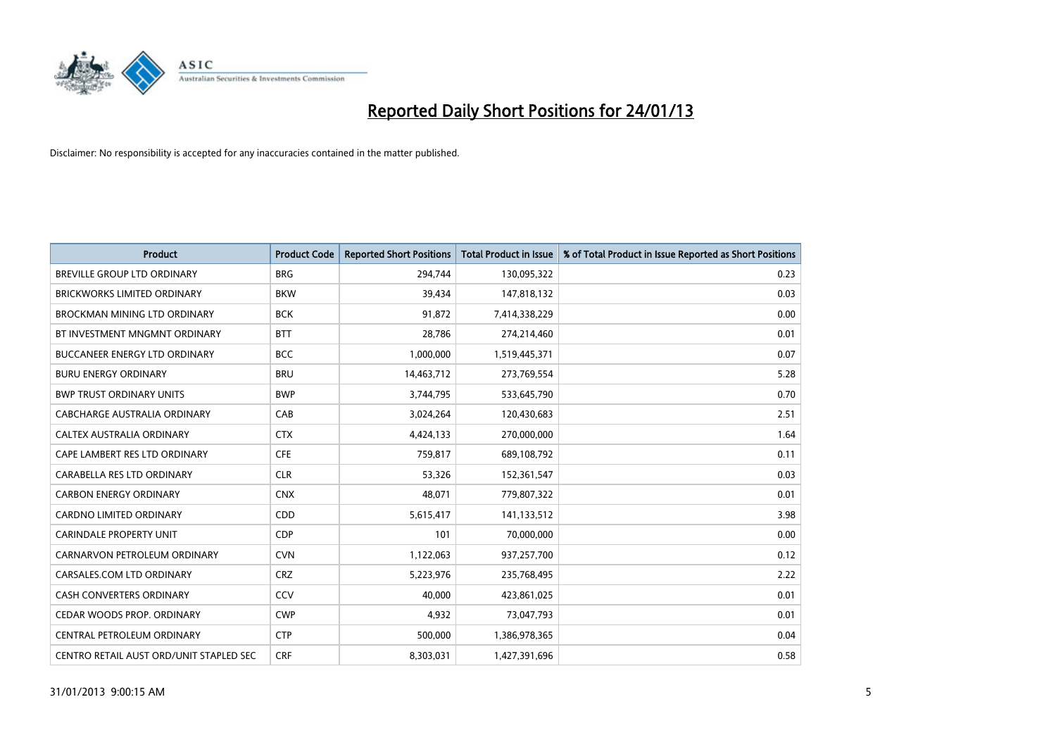# Reported Daily Short Positions for 24/01/13

Disclaimer: No responsibility is accepted for any inaccuracies contained in the matter published.

| Product | Product Code | Reported Short Positions | Total Product in Issue | % of Total Product in Issue Reported as Short Positions |
|---|---|---|---|---|
| BREVILLE GROUP LTD ORDINARY | BRG | 294,744 | 130,095,322 | 0.23 |
| BRICKWORKS LIMITED ORDINARY | BKW | 39,434 | 147,818,132 | 0.03 |
| BROCKMAN MINING LTD ORDINARY | BCK | 91,872 | 7,414,338,229 | 0.00 |
| BT INVESTMENT MNGMNT ORDINARY | BTT | 28,786 | 274,214,460 | 0.01 |
| BUCCANEER ENERGY LTD ORDINARY | BCC | 1,000,000 | 1,519,445,371 | 0.07 |
| BURU ENERGY ORDINARY | BRU | 14,463,712 | 273,769,554 | 5.28 |
| BWP TRUST ORDINARY UNITS | BWP | 3,744,795 | 533,645,790 | 0.70 |
| CABCHARGE AUSTRALIA ORDINARY | CAB | 3,024,264 | 120,430,683 | 2.51 |
| CALTEX AUSTRALIA ORDINARY | CTX | 4,424,133 | 270,000,000 | 1.64 |
| CAPE LAMBERT RES LTD ORDINARY | CFE | 759,817 | 689,108,792 | 0.11 |
| CARABELLA RES LTD ORDINARY | CLR | 53,326 | 152,361,547 | 0.03 |
| CARBON ENERGY ORDINARY | CNX | 48,071 | 779,807,322 | 0.01 |
| CARDNO LIMITED ORDINARY | CDD | 5,615,417 | 141,133,512 | 3.98 |
| CARINDALE PROPERTY UNIT | CDP | 101 | 70,000,000 | 0.00 |
| CARNARVON PETROLEUM ORDINARY | CVN | 1,122,063 | 937,257,700 | 0.12 |
| CARSALES.COM LTD ORDINARY | CRZ | 5,223,976 | 235,768,495 | 2.22 |
| CASH CONVERTERS ORDINARY | CCV | 40,000 | 423,861,025 | 0.01 |
| CEDAR WOODS PROP. ORDINARY | CWP | 4,932 | 73,047,793 | 0.01 |
| CENTRAL PETROLEUM ORDINARY | CTP | 500,000 | 1,386,978,365 | 0.04 |
| CENTRO RETAIL AUST ORD/UNIT STAPLED SEC | CRF | 8,303,031 | 1,427,391,696 | 0.58 |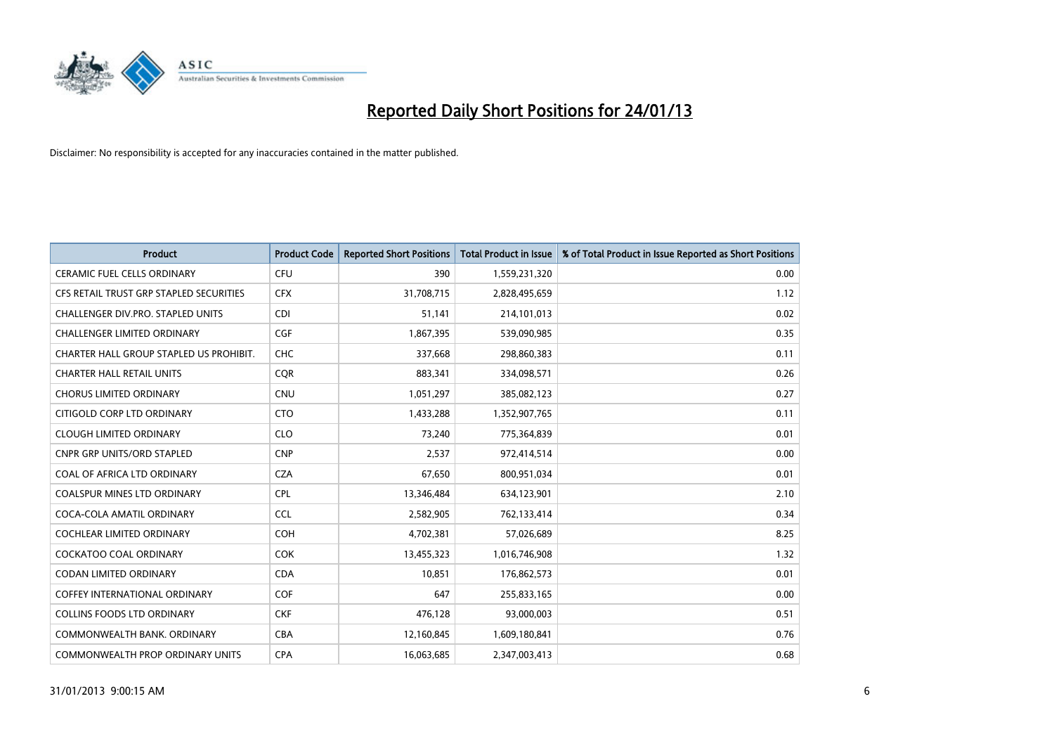# Reported Daily Short Positions for 24/01/13

Disclaimer: No responsibility is accepted for any inaccuracies contained in the matter published.

| Product | Product Code | Reported Short Positions | Total Product in Issue | % of Total Product in Issue Reported as Short Positions |
|---|---|---|---|---|
| CERAMIC FUEL CELLS ORDINARY | CFU | 390 | 1,559,231,320 | 0.00 |
| CFS RETAIL TRUST GRP STAPLED SECURITIES | CFX | 31,708,715 | 2,828,495,659 | 1.12 |
| CHALLENGER DIV.PRO. STAPLED UNITS | CDI | 51,141 | 214,101,013 | 0.02 |
| CHALLENGER LIMITED ORDINARY | CGF | 1,867,395 | 539,090,985 | 0.35 |
| CHARTER HALL GROUP STAPLED US PROHIBIT. | CHC | 337,668 | 298,860,383 | 0.11 |
| CHARTER HALL RETAIL UNITS | CQR | 883,341 | 334,098,571 | 0.26 |
| CHORUS LIMITED ORDINARY | CNU | 1,051,297 | 385,082,123 | 0.27 |
| CITIGOLD CORP LTD ORDINARY | CTO | 1,433,288 | 1,352,907,765 | 0.11 |
| CLOUGH LIMITED ORDINARY | CLO | 73,240 | 775,364,839 | 0.01 |
| CNPR GRP UNITS/ORD STAPLED | CNP | 2,537 | 972,414,514 | 0.00 |
| COAL OF AFRICA LTD ORDINARY | CZA | 67,650 | 800,951,034 | 0.01 |
| COALSPUR MINES LTD ORDINARY | CPL | 13,346,484 | 634,123,901 | 2.10 |
| COCA-COLA AMATIL ORDINARY | CCL | 2,582,905 | 762,133,414 | 0.34 |
| COCHLEAR LIMITED ORDINARY | COH | 4,702,381 | 57,026,689 | 8.25 |
| COCKATOO COAL ORDINARY | COK | 13,455,323 | 1,016,746,908 | 1.32 |
| CODAN LIMITED ORDINARY | CDA | 10,851 | 176,862,573 | 0.01 |
| COFFEY INTERNATIONAL ORDINARY | COF | 647 | 255,833,165 | 0.00 |
| COLLINS FOODS LTD ORDINARY | CKF | 476,128 | 93,000,003 | 0.51 |
| COMMONWEALTH BANK. ORDINARY | CBA | 12,160,845 | 1,609,180,841 | 0.76 |
| COMMONWEALTH PROP ORDINARY UNITS | CPA | 16,063,685 | 2,347,003,413 | 0.68 |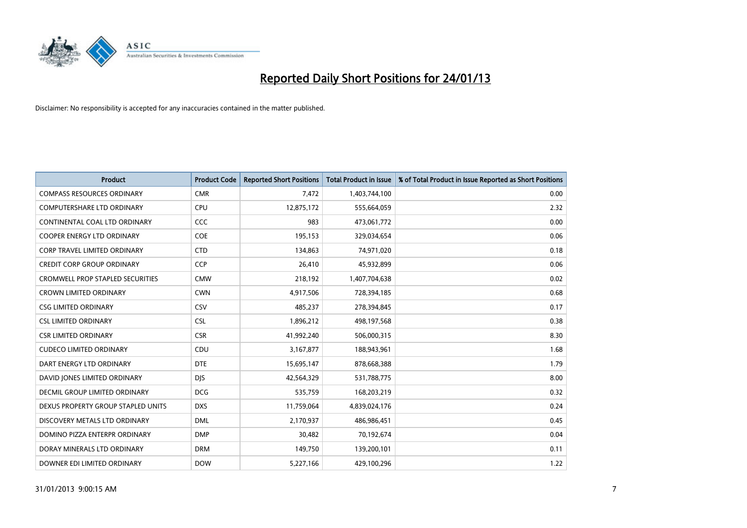# Reported Daily Short Positions for 24/01/13

Disclaimer: No responsibility is accepted for any inaccuracies contained in the matter published.

| Product | Product Code | Reported Short Positions | Total Product in Issue | % of Total Product in Issue Reported as Short Positions |
|---|---|---|---|---|
| COMPASS RESOURCES ORDINARY | CMR | 7,472 | 1,403,744,100 | 0.00 |
| COMPUTERSHARE LTD ORDINARY | CPU | 12,875,172 | 555,664,059 | 2.32 |
| CONTINENTAL COAL LTD ORDINARY | CCC | 983 | 473,061,772 | 0.00 |
| COOPER ENERGY LTD ORDINARY | COE | 195,153 | 329,034,654 | 0.06 |
| CORP TRAVEL LIMITED ORDINARY | CTD | 134,863 | 74,971,020 | 0.18 |
| CREDIT CORP GROUP ORDINARY | CCP | 26,410 | 45,932,899 | 0.06 |
| CROMWELL PROP STAPLED SECURITIES | CMW | 218,192 | 1,407,704,638 | 0.02 |
| CROWN LIMITED ORDINARY | CWN | 4,917,506 | 728,394,185 | 0.68 |
| CSG LIMITED ORDINARY | CSV | 485,237 | 278,394,845 | 0.17 |
| CSL LIMITED ORDINARY | CSL | 1,896,212 | 498,197,568 | 0.38 |
| CSR LIMITED ORDINARY | CSR | 41,992,240 | 506,000,315 | 8.30 |
| CUDECO LIMITED ORDINARY | CDU | 3,167,877 | 188,943,961 | 1.68 |
| DART ENERGY LTD ORDINARY | DTE | 15,695,147 | 878,668,388 | 1.79 |
| DAVID JONES LIMITED ORDINARY | DJS | 42,564,329 | 531,788,775 | 8.00 |
| DECMIL GROUP LIMITED ORDINARY | DCG | 535,759 | 168,203,219 | 0.32 |
| DEXUS PROPERTY GROUP STAPLED UNITS | DXS | 11,759,064 | 4,839,024,176 | 0.24 |
| DISCOVERY METALS LTD ORDINARY | DML | 2,170,937 | 486,986,451 | 0.45 |
| DOMINO PIZZA ENTERPR ORDINARY | DMP | 30,482 | 70,192,674 | 0.04 |
| DORAY MINERALS LTD ORDINARY | DRM | 149,750 | 139,200,101 | 0.11 |
| DOWNER EDI LIMITED ORDINARY | DOW | 5,227,166 | 429,100,296 | 1.22 |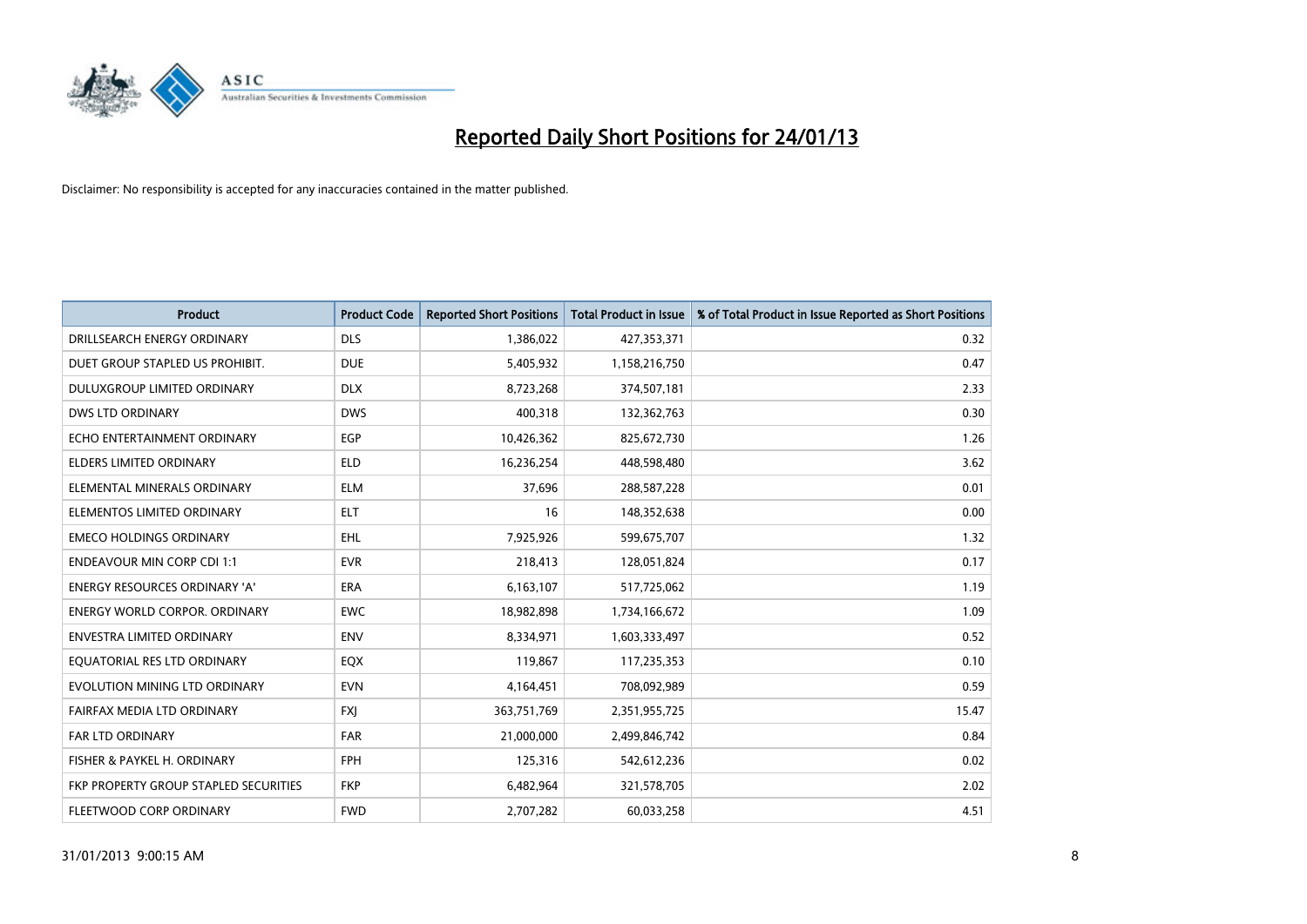# Reported Daily Short Positions for 24/01/13

Disclaimer: No responsibility is accepted for any inaccuracies contained in the matter published.

| Product | Product Code | Reported Short Positions | Total Product in Issue | % of Total Product in Issue Reported as Short Positions |
|---|---|---|---|---|
| DRILLSEARCH ENERGY ORDINARY | DLS | 1,386,022 | 427,353,371 | 0.32 |
| DUET GROUP STAPLED US PROHIBIT. | DUE | 5,405,932 | 1,158,216,750 | 0.47 |
| DULUXGROUP LIMITED ORDINARY | DLX | 8,723,268 | 374,507,181 | 2.33 |
| DWS LTD ORDINARY | DWS | 400,318 | 132,362,763 | 0.30 |
| ECHO ENTERTAINMENT ORDINARY | EGP | 10,426,362 | 825,672,730 | 1.26 |
| ELDERS LIMITED ORDINARY | ELD | 16,236,254 | 448,598,480 | 3.62 |
| ELEMENTAL MINERALS ORDINARY | ELM | 37,696 | 288,587,228 | 0.01 |
| ELEMENTOS LIMITED ORDINARY | ELT | 16 | 148,352,638 | 0.00 |
| EMECO HOLDINGS ORDINARY | EHL | 7,925,926 | 599,675,707 | 1.32 |
| ENDEAVOUR MIN CORP CDI 1:1 | EVR | 218,413 | 128,051,824 | 0.17 |
| ENERGY RESOURCES ORDINARY 'A' | ERA | 6,163,107 | 517,725,062 | 1.19 |
| ENERGY WORLD CORPOR. ORDINARY | EWC | 18,982,898 | 1,734,166,672 | 1.09 |
| ENVESTRA LIMITED ORDINARY | ENV | 8,334,971 | 1,603,333,497 | 0.52 |
| EQUATORIAL RES LTD ORDINARY | EQX | 119,867 | 117,235,353 | 0.10 |
| EVOLUTION MINING LTD ORDINARY | EVN | 4,164,451 | 708,092,989 | 0.59 |
| FAIRFAX MEDIA LTD ORDINARY | FXJ | 363,751,769 | 2,351,955,725 | 15.47 |
| FAR LTD ORDINARY | FAR | 21,000,000 | 2,499,846,742 | 0.84 |
| FISHER & PAYKEL H. ORDINARY | FPH | 125,316 | 542,612,236 | 0.02 |
| FKP PROPERTY GROUP STAPLED SECURITIES | FKP | 6,482,964 | 321,578,705 | 2.02 |
| FLEETWOOD CORP ORDINARY | FWD | 2,707,282 | 60,033,258 | 4.51 |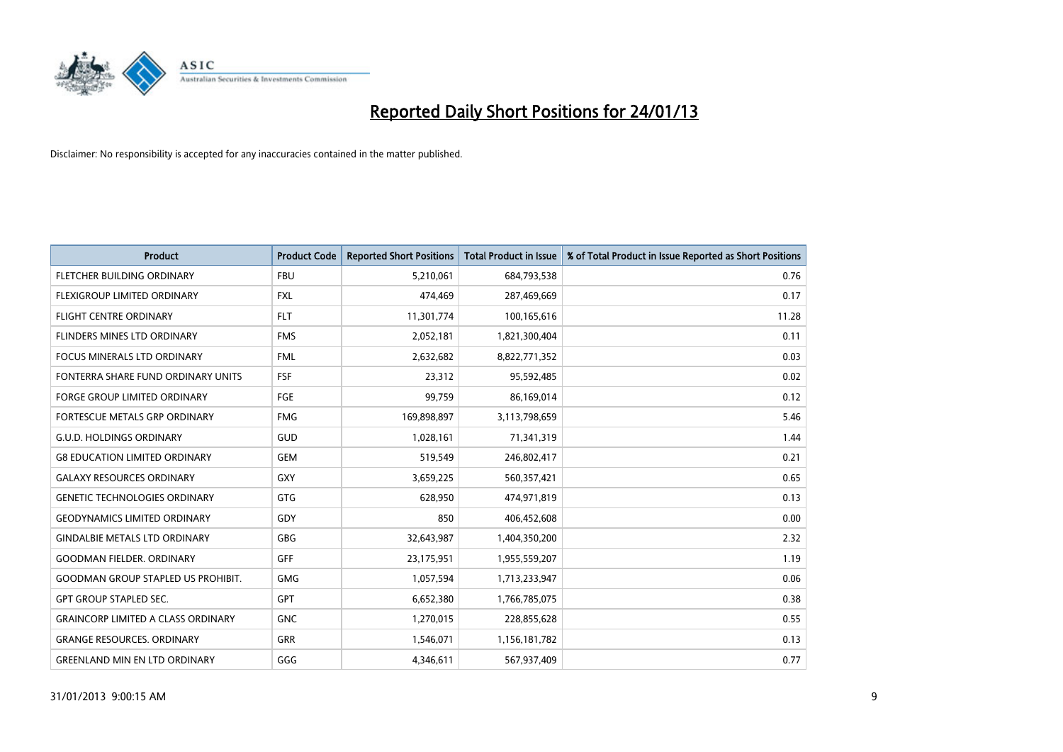# Reported Daily Short Positions for 24/01/13

Disclaimer: No responsibility is accepted for any inaccuracies contained in the matter published.

| Product | Product Code | Reported Short Positions | Total Product in Issue | % of Total Product in Issue Reported as Short Positions |
|---|---|---|---|---|
| FLETCHER BUILDING ORDINARY | FBU | 5,210,061 | 684,793,538 | 0.76 |
| FLEXIGROUP LIMITED ORDINARY | FXL | 474,469 | 287,469,669 | 0.17 |
| FLIGHT CENTRE ORDINARY | FLT | 11,301,774 | 100,165,616 | 11.28 |
| FLINDERS MINES LTD ORDINARY | FMS | 2,052,181 | 1,821,300,404 | 0.11 |
| FOCUS MINERALS LTD ORDINARY | FML | 2,632,682 | 8,822,771,352 | 0.03 |
| FONTERRA SHARE FUND ORDINARY UNITS | FSF | 23,312 | 95,592,485 | 0.02 |
| FORGE GROUP LIMITED ORDINARY | FGE | 99,759 | 86,169,014 | 0.12 |
| FORTESCUE METALS GRP ORDINARY | FMG | 169,898,897 | 3,113,798,659 | 5.46 |
| G.U.D. HOLDINGS ORDINARY | GUD | 1,028,161 | 71,341,319 | 1.44 |
| G8 EDUCATION LIMITED ORDINARY | GEM | 519,549 | 246,802,417 | 0.21 |
| GALAXY RESOURCES ORDINARY | GXY | 3,659,225 | 560,357,421 | 0.65 |
| GENETIC TECHNOLOGIES ORDINARY | GTG | 628,950 | 474,971,819 | 0.13 |
| GEODYNAMICS LIMITED ORDINARY | GDY | 850 | 406,452,608 | 0.00 |
| GINDALBIE METALS LTD ORDINARY | GBG | 32,643,987 | 1,404,350,200 | 2.32 |
| GOODMAN FIELDER. ORDINARY | GFF | 23,175,951 | 1,955,559,207 | 1.19 |
| GOODMAN GROUP STAPLED US PROHIBIT. | GMG | 1,057,594 | 1,713,233,947 | 0.06 |
| GPT GROUP STAPLED SEC. | GPT | 6,652,380 | 1,766,785,075 | 0.38 |
| GRAINCORP LIMITED A CLASS ORDINARY | GNC | 1,270,015 | 228,855,628 | 0.55 |
| GRANGE RESOURCES. ORDINARY | GRR | 1,546,071 | 1,156,181,782 | 0.13 |
| GREENLAND MIN EN LTD ORDINARY | GGG | 4,346,611 | 567,937,409 | 0.77 |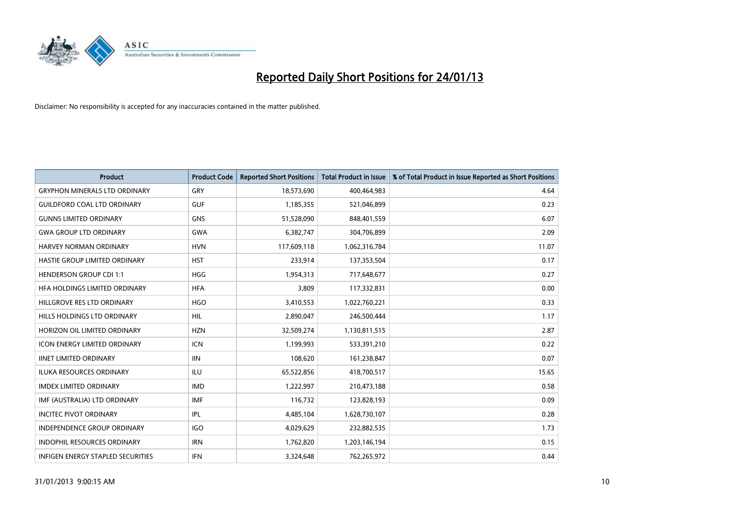# Reported Daily Short Positions for 24/01/13

Disclaimer: No responsibility is accepted for any inaccuracies contained in the matter published.

| Product | Product Code | Reported Short Positions | Total Product in Issue | % of Total Product in Issue Reported as Short Positions |
|---|---|---|---|---|
| GRYPHON MINERALS LTD ORDINARY | GRY | 18,573,690 | 400,464,983 | 4.64 |
| GUILDFORD COAL LTD ORDINARY | GUF | 1,185,355 | 521,046,899 | 0.23 |
| GUNNS LIMITED ORDINARY | GNS | 51,528,090 | 848,401,559 | 6.07 |
| GWA GROUP LTD ORDINARY | GWA | 6,382,747 | 304,706,899 | 2.09 |
| HARVEY NORMAN ORDINARY | HVN | 117,609,118 | 1,062,316,784 | 11.07 |
| HASTIE GROUP LIMITED ORDINARY | HST | 233,914 | 137,353,504 | 0.17 |
| HENDERSON GROUP CDI 1:1 | HGG | 1,954,313 | 717,648,677 | 0.27 |
| HFA HOLDINGS LIMITED ORDINARY | HFA | 3,809 | 117,332,831 | 0.00 |
| HILLGROVE RES LTD ORDINARY | HGO | 3,410,553 | 1,022,760,221 | 0.33 |
| HILLS HOLDINGS LTD ORDINARY | HIL | 2,890,047 | 246,500,444 | 1.17 |
| HORIZON OIL LIMITED ORDINARY | HZN | 32,509,274 | 1,130,811,515 | 2.87 |
| ICON ENERGY LIMITED ORDINARY | ICN | 1,199,993 | 533,391,210 | 0.22 |
| IINET LIMITED ORDINARY | IIN | 108,620 | 161,238,847 | 0.07 |
| ILUKA RESOURCES ORDINARY | ILU | 65,522,856 | 418,700,517 | 15.65 |
| IMDEX LIMITED ORDINARY | IMD | 1,222,997 | 210,473,188 | 0.58 |
| IMF (AUSTRALIA) LTD ORDINARY | IMF | 116,732 | 123,828,193 | 0.09 |
| INCITEC PIVOT ORDINARY | IPL | 4,485,104 | 1,628,730,107 | 0.28 |
| INDEPENDENCE GROUP ORDINARY | IGO | 4,029,629 | 232,882,535 | 1.73 |
| INDOPHIL RESOURCES ORDINARY | IRN | 1,762,820 | 1,203,146,194 | 0.15 |
| INFIGEN ENERGY STAPLED SECURITIES | IFN | 3,324,648 | 762,265,972 | 0.44 |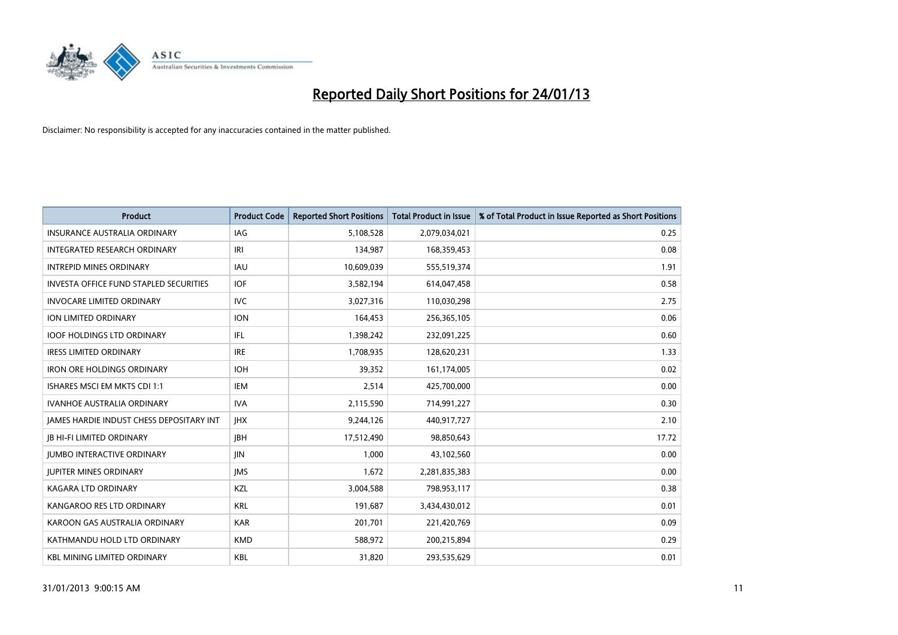# Reported Daily Short Positions for 24/01/13

Disclaimer: No responsibility is accepted for any inaccuracies contained in the matter published.

| Product | Product Code | Reported Short Positions | Total Product in Issue | % of Total Product in Issue Reported as Short Positions |
|---|---|---|---|---|
| INSURANCE AUSTRALIA ORDINARY | IAG | 5,108,528 | 2,079,034,021 | 0.25 |
| INTEGRATED RESEARCH ORDINARY | IRI | 134,987 | 168,359,453 | 0.08 |
| INTREPID MINES ORDINARY | IAU | 10,609,039 | 555,519,374 | 1.91 |
| INVESTA OFFICE FUND STAPLED SECURITIES | IOF | 3,582,194 | 614,047,458 | 0.58 |
| INVOCARE LIMITED ORDINARY | IVC | 3,027,316 | 110,030,298 | 2.75 |
| ION LIMITED ORDINARY | ION | 164,453 | 256,365,105 | 0.06 |
| IOOF HOLDINGS LTD ORDINARY | IFL | 1,398,242 | 232,091,225 | 0.60 |
| IRESS LIMITED ORDINARY | IRE | 1,708,935 | 128,620,231 | 1.33 |
| IRON ORE HOLDINGS ORDINARY | IOH | 39,352 | 161,174,005 | 0.02 |
| ISHARES MSCI EM MKTS CDI 1:1 | IEM | 2,514 | 425,700,000 | 0.00 |
| IVANHOE AUSTRALIA ORDINARY | IVA | 2,115,590 | 714,991,227 | 0.30 |
| JAMES HARDIE INDUST CHESS DEPOSITARY INT | JHX | 9,244,126 | 440,917,727 | 2.10 |
| JB HI-FI LIMITED ORDINARY | JBH | 17,512,490 | 98,850,643 | 17.72 |
| JUMBO INTERACTIVE ORDINARY | JIN | 1,000 | 43,102,560 | 0.00 |
| JUPITER MINES ORDINARY | JMS | 1,672 | 2,281,835,383 | 0.00 |
| KAGARA LTD ORDINARY | KZL | 3,004,588 | 798,953,117 | 0.38 |
| KANGAROO RES LTD ORDINARY | KRL | 191,687 | 3,434,430,012 | 0.01 |
| KAROON GAS AUSTRALIA ORDINARY | KAR | 201,701 | 221,420,769 | 0.09 |
| KATHMANDU HOLD LTD ORDINARY | KMD | 588,972 | 200,215,894 | 0.29 |
| KBL MINING LIMITED ORDINARY | KBL | 31,820 | 293,535,629 | 0.01 |

31/01/2013 9:00:15 AM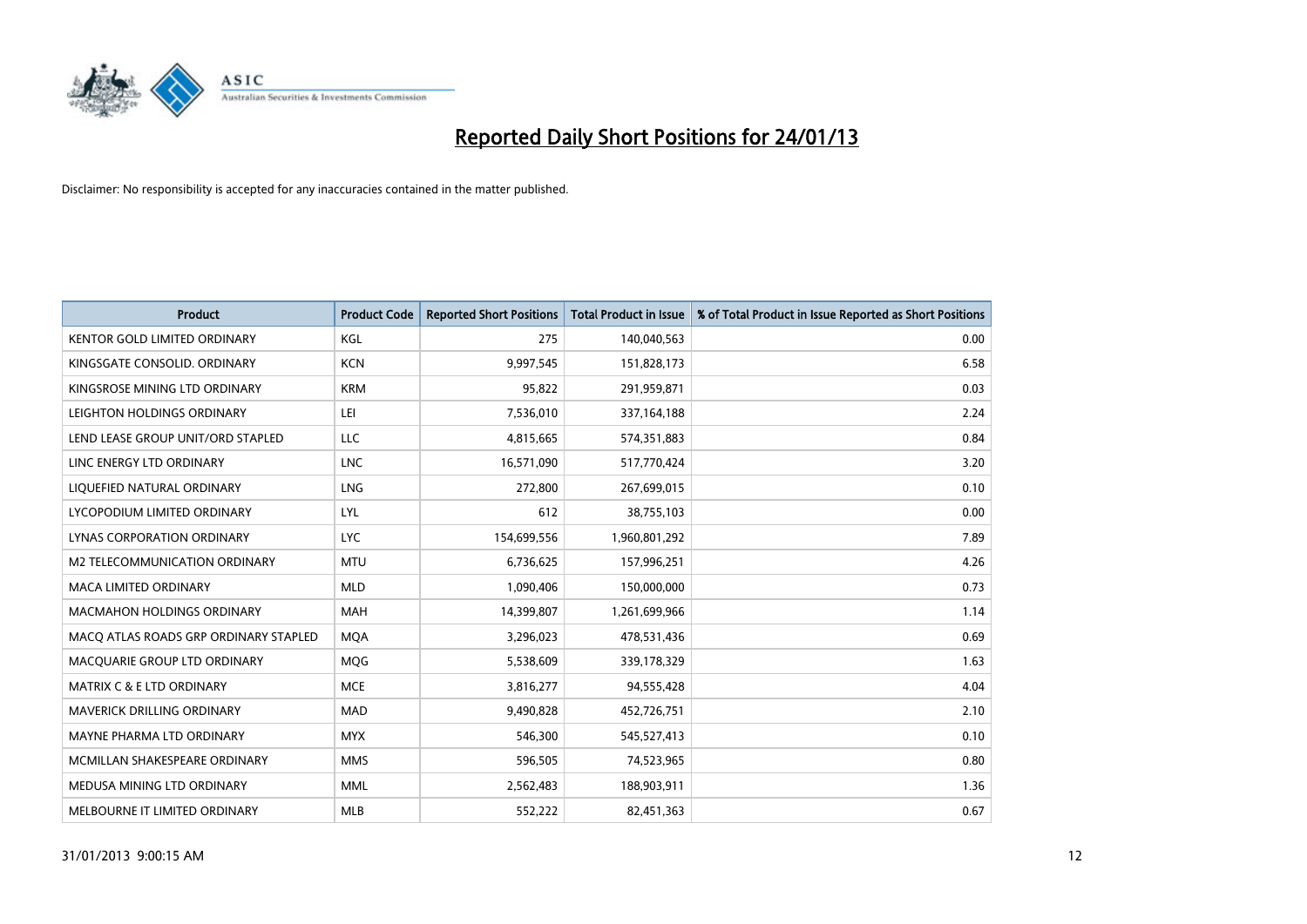# Reported Daily Short Positions for 24/01/13

Disclaimer: No responsibility is accepted for any inaccuracies contained in the matter published.

| Product | Product Code | Reported Short Positions | Total Product in Issue | % of Total Product in Issue Reported as Short Positions |
|---|---|---|---|---|
| KENTOR GOLD LIMITED ORDINARY | KGL | 275 | 140,040,563 | 0.00 |
| KINGSGATE CONSOLID. ORDINARY | KCN | 9,997,545 | 151,828,173 | 6.58 |
| KINGSROSE MINING LTD ORDINARY | KRM | 95,822 | 291,959,871 | 0.03 |
| LEIGHTON HOLDINGS ORDINARY | LEI | 7,536,010 | 337,164,188 | 2.24 |
| LEND LEASE GROUP UNIT/ORD STAPLED | LLC | 4,815,665 | 574,351,883 | 0.84 |
| LINC ENERGY LTD ORDINARY | LNC | 16,571,090 | 517,770,424 | 3.20 |
| LIQUEFIED NATURAL ORDINARY | LNG | 272,800 | 267,699,015 | 0.10 |
| LYCOPODIUM LIMITED ORDINARY | LYL | 612 | 38,755,103 | 0.00 |
| LYNAS CORPORATION ORDINARY | LYC | 154,699,556 | 1,960,801,292 | 7.89 |
| M2 TELECOMMUNICATION ORDINARY | MTU | 6,736,625 | 157,996,251 | 4.26 |
| MACA LIMITED ORDINARY | MLD | 1,090,406 | 150,000,000 | 0.73 |
| MACMAHON HOLDINGS ORDINARY | MAH | 14,399,807 | 1,261,699,966 | 1.14 |
| MACQ ATLAS ROADS GRP ORDINARY STAPLED | MQA | 3,296,023 | 478,531,436 | 0.69 |
| MACQUARIE GROUP LTD ORDINARY | MQG | 5,538,609 | 339,178,329 | 1.63 |
| MATRIX C & E LTD ORDINARY | MCE | 3,816,277 | 94,555,428 | 4.04 |
| MAVERICK DRILLING ORDINARY | MAD | 9,490,828 | 452,726,751 | 2.10 |
| MAYNE PHARMA LTD ORDINARY | MYX | 546,300 | 545,527,413 | 0.10 |
| MCMILLAN SHAKESPEARE ORDINARY | MMS | 596,505 | 74,523,965 | 0.80 |
| MEDUSA MINING LTD ORDINARY | MML | 2,562,483 | 188,903,911 | 1.36 |
| MELBOURNE IT LIMITED ORDINARY | MLB | 552,222 | 82,451,363 | 0.67 |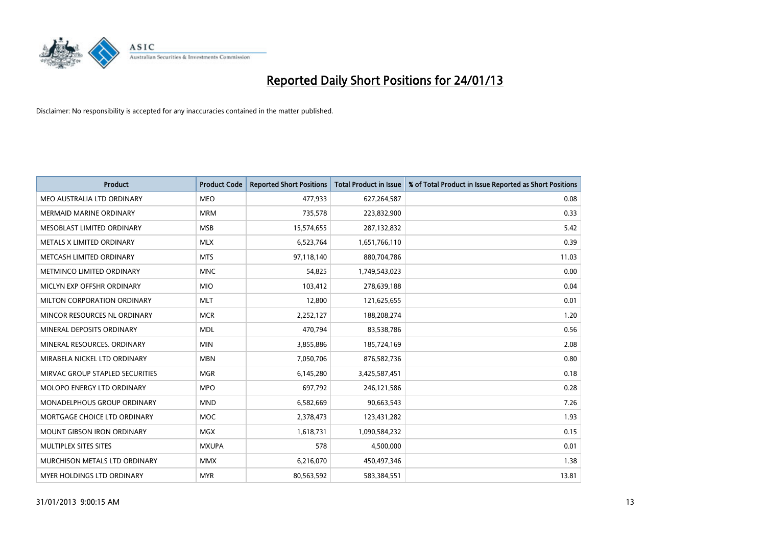# Reported Daily Short Positions for 24/01/13

Disclaimer: No responsibility is accepted for any inaccuracies contained in the matter published.

| Product | Product Code | Reported Short Positions | Total Product in Issue | % of Total Product in Issue Reported as Short Positions |
|---|---|---|---|---|
| MEO AUSTRALIA LTD ORDINARY | MEO | 477,933 | 627,264,587 | 0.08 |
| MERMAID MARINE ORDINARY | MRM | 735,578 | 223,832,900 | 0.33 |
| MESOBLAST LIMITED ORDINARY | MSB | 15,574,655 | 287,132,832 | 5.42 |
| METALS X LIMITED ORDINARY | MLX | 6,523,764 | 1,651,766,110 | 0.39 |
| METCASH LIMITED ORDINARY | MTS | 97,118,140 | 880,704,786 | 11.03 |
| METMINCO LIMITED ORDINARY | MNC | 54,825 | 1,749,543,023 | 0.00 |
| MICLYN EXP OFFSHR ORDINARY | MIO | 103,412 | 278,639,188 | 0.04 |
| MILTON CORPORATION ORDINARY | MLT | 12,800 | 121,625,655 | 0.01 |
| MINCOR RESOURCES NL ORDINARY | MCR | 2,252,127 | 188,208,274 | 1.20 |
| MINERAL DEPOSITS ORDINARY | MDL | 470,794 | 83,538,786 | 0.56 |
| MINERAL RESOURCES. ORDINARY | MIN | 3,855,886 | 185,724,169 | 2.08 |
| MIRABELA NICKEL LTD ORDINARY | MBN | 7,050,706 | 876,582,736 | 0.80 |
| MIRVAC GROUP STAPLED SECURITIES | MGR | 6,145,280 | 3,425,587,451 | 0.18 |
| MOLOPO ENERGY LTD ORDINARY | MPO | 697,792 | 246,121,586 | 0.28 |
| MONADELPHOUS GROUP ORDINARY | MND | 6,582,669 | 90,663,543 | 7.26 |
| MORTGAGE CHOICE LTD ORDINARY | MOC | 2,378,473 | 123,431,282 | 1.93 |
| MOUNT GIBSON IRON ORDINARY | MGX | 1,618,731 | 1,090,584,232 | 0.15 |
| MULTIPLEX SITES SITES | MXUPA | 578 | 4,500,000 | 0.01 |
| MURCHISON METALS LTD ORDINARY | MMX | 6,216,070 | 450,497,346 | 1.38 |
| MYER HOLDINGS LTD ORDINARY | MYR | 80,563,592 | 583,384,551 | 13.81 |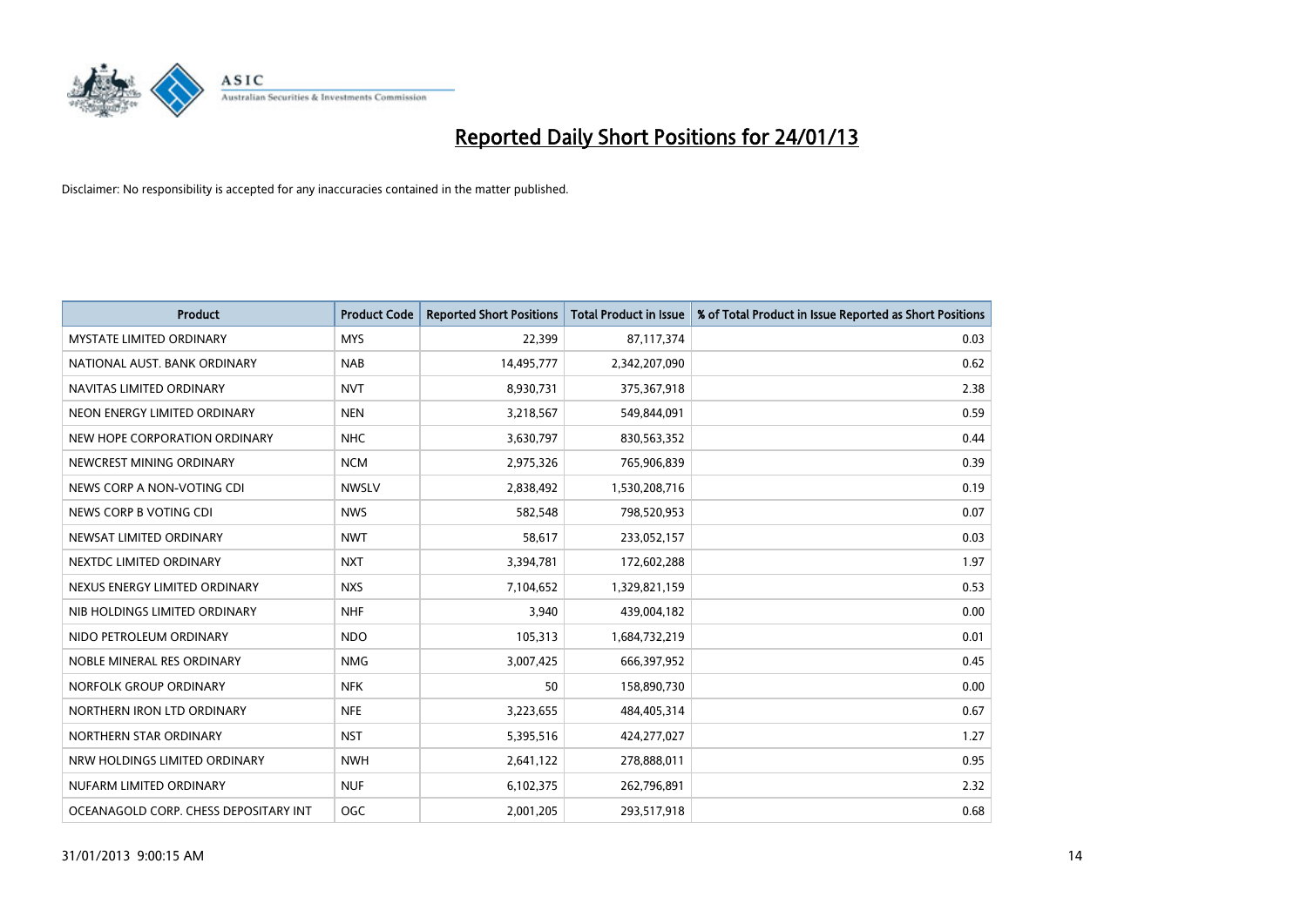# Reported Daily Short Positions for 24/01/13

Disclaimer: No responsibility is accepted for any inaccuracies contained in the matter published.

| Product | Product Code | Reported Short Positions | Total Product in Issue | % of Total Product in Issue Reported as Short Positions |
|---|---|---|---|---|
| MYSTATE LIMITED ORDINARY | MYS | 22,399 | 87,117,374 | 0.03 |
| NATIONAL AUST. BANK ORDINARY | NAB | 14,495,777 | 2,342,207,090 | 0.62 |
| NAVITAS LIMITED ORDINARY | NVT | 8,930,731 | 375,367,918 | 2.38 |
| NEON ENERGY LIMITED ORDINARY | NEN | 3,218,567 | 549,844,091 | 0.59 |
| NEW HOPE CORPORATION ORDINARY | NHC | 3,630,797 | 830,563,352 | 0.44 |
| NEWCREST MINING ORDINARY | NCM | 2,975,326 | 765,906,839 | 0.39 |
| NEWS CORP A NON-VOTING CDI | NWSLV | 2,838,492 | 1,530,208,716 | 0.19 |
| NEWS CORP B VOTING CDI | NWS | 582,548 | 798,520,953 | 0.07 |
| NEWSAT LIMITED ORDINARY | NWT | 58,617 | 233,052,157 | 0.03 |
| NEXTDC LIMITED ORDINARY | NXT | 3,394,781 | 172,602,288 | 1.97 |
| NEXUS ENERGY LIMITED ORDINARY | NXS | 7,104,652 | 1,329,821,159 | 0.53 |
| NIB HOLDINGS LIMITED ORDINARY | NHF | 3,940 | 439,004,182 | 0.00 |
| NIDO PETROLEUM ORDINARY | NDO | 105,313 | 1,684,732,219 | 0.01 |
| NOBLE MINERAL RES ORDINARY | NMG | 3,007,425 | 666,397,952 | 0.45 |
| NORFOLK GROUP ORDINARY | NFK | 50 | 158,890,730 | 0.00 |
| NORTHERN IRON LTD ORDINARY | NFE | 3,223,655 | 484,405,314 | 0.67 |
| NORTHERN STAR ORDINARY | NST | 5,395,516 | 424,277,027 | 1.27 |
| NRW HOLDINGS LIMITED ORDINARY | NWH | 2,641,122 | 278,888,011 | 0.95 |
| NUFARM LIMITED ORDINARY | NUF | 6,102,375 | 262,796,891 | 2.32 |
| OCEANAGOLD CORP. CHESS DEPOSITARY INT | OGC | 2,001,205 | 293,517,918 | 0.68 |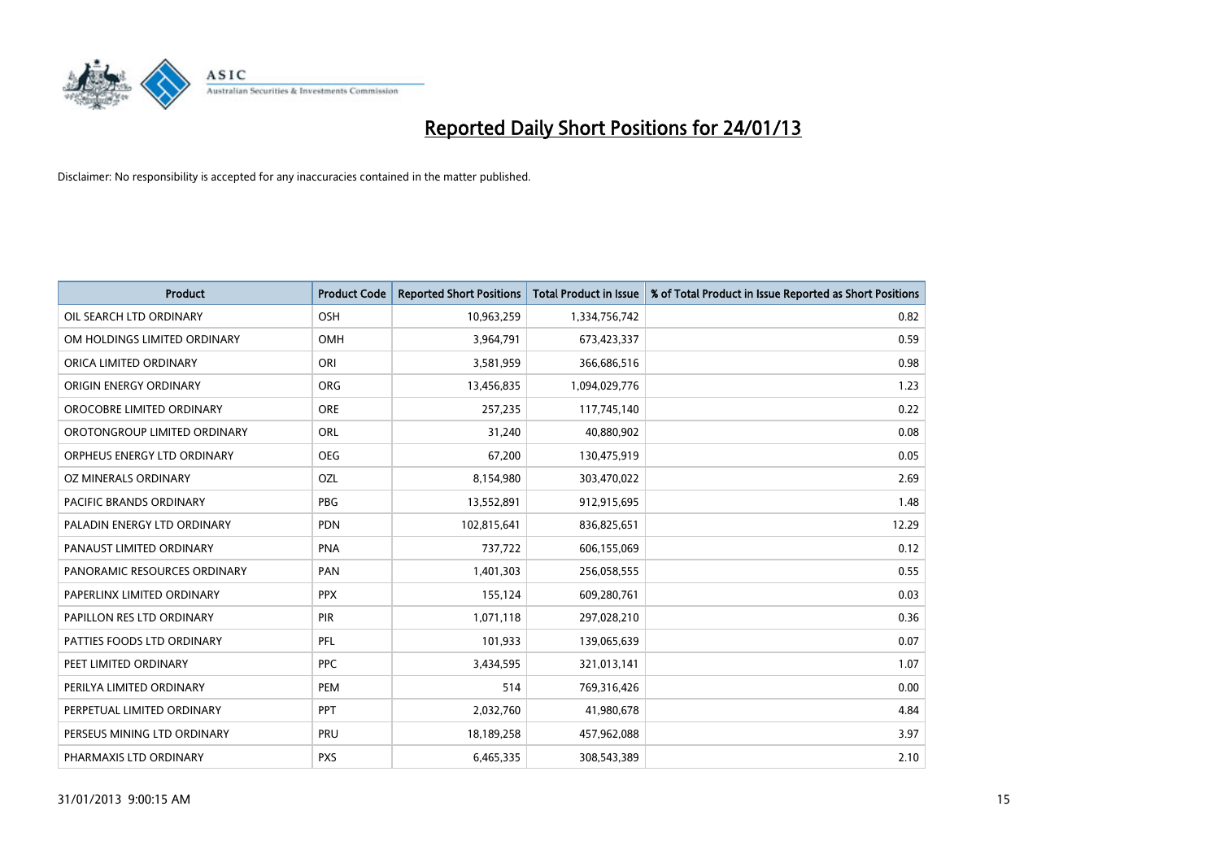# Reported Daily Short Positions for 24/01/13

Disclaimer: No responsibility is accepted for any inaccuracies contained in the matter published.

| Product | Product Code | Reported Short Positions | Total Product in Issue | % of Total Product in Issue Reported as Short Positions |
| --- | --- | --- | --- | --- |
| OIL SEARCH LTD ORDINARY | OSH | 10,963,259 | 1,334,756,742 | 0.82 |
| OM HOLDINGS LIMITED ORDINARY | OMH | 3,964,791 | 673,423,337 | 0.59 |
| ORICA LIMITED ORDINARY | ORI | 3,581,959 | 366,686,516 | 0.98 |
| ORIGIN ENERGY ORDINARY | ORG | 13,456,835 | 1,094,029,776 | 1.23 |
| OROCOBRE LIMITED ORDINARY | ORE | 257,235 | 117,745,140 | 0.22 |
| OROTONGROUP LIMITED ORDINARY | ORL | 31,240 | 40,880,902 | 0.08 |
| ORPHEUS ENERGY LTD ORDINARY | OEG | 67,200 | 130,475,919 | 0.05 |
| OZ MINERALS ORDINARY | OZL | 8,154,980 | 303,470,022 | 2.69 |
| PACIFIC BRANDS ORDINARY | PBG | 13,552,891 | 912,915,695 | 1.48 |
| PALADIN ENERGY LTD ORDINARY | PDN | 102,815,641 | 836,825,651 | 12.29 |
| PANAUST LIMITED ORDINARY | PNA | 737,722 | 606,155,069 | 0.12 |
| PANORAMIC RESOURCES ORDINARY | PAN | 1,401,303 | 256,058,555 | 0.55 |
| PAPERLINX LIMITED ORDINARY | PPX | 155,124 | 609,280,761 | 0.03 |
| PAPILLON RES LTD ORDINARY | PIR | 1,071,118 | 297,028,210 | 0.36 |
| PATTIES FOODS LTD ORDINARY | PFL | 101,933 | 139,065,639 | 0.07 |
| PEET LIMITED ORDINARY | PPC | 3,434,595 | 321,013,141 | 1.07 |
| PERILYA LIMITED ORDINARY | PEM | 514 | 769,316,426 | 0.00 |
| PERPETUAL LIMITED ORDINARY | PPT | 2,032,760 | 41,980,678 | 4.84 |
| PERSEUS MINING LTD ORDINARY | PRU | 18,189,258 | 457,962,088 | 3.97 |
| PHARMAXIS LTD ORDINARY | PXS | 6,465,335 | 308,543,389 | 2.10 |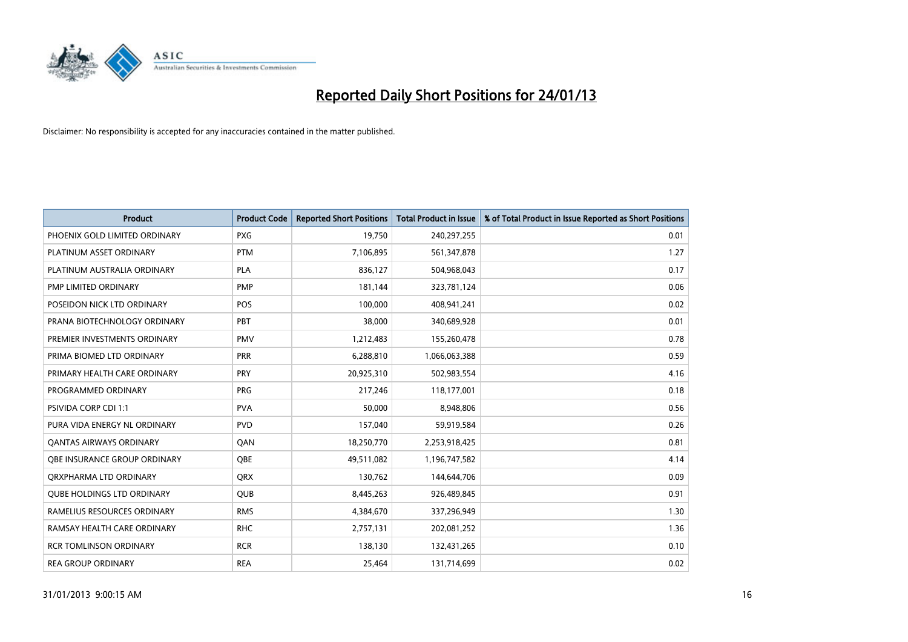# Reported Daily Short Positions for 24/01/13

Disclaimer: No responsibility is accepted for any inaccuracies contained in the matter published.

| Product | Product Code | Reported Short Positions | Total Product in Issue | % of Total Product in Issue Reported as Short Positions |
|---|---|---|---|---|
| PHOENIX GOLD LIMITED ORDINARY | PXG | 19,750 | 240,297,255 | 0.01 |
| PLATINUM ASSET ORDINARY | PTM | 7,106,895 | 561,347,878 | 1.27 |
| PLATINUM AUSTRALIA ORDINARY | PLA | 836,127 | 504,968,043 | 0.17 |
| PMP LIMITED ORDINARY | PMP | 181,144 | 323,781,124 | 0.06 |
| POSEIDON NICK LTD ORDINARY | POS | 100,000 | 408,941,241 | 0.02 |
| PRANA BIOTECHNOLOGY ORDINARY | PBT | 38,000 | 340,689,928 | 0.01 |
| PREMIER INVESTMENTS ORDINARY | PMV | 1,212,483 | 155,260,478 | 0.78 |
| PRIMA BIOMED LTD ORDINARY | PRR | 6,288,810 | 1,066,063,388 | 0.59 |
| PRIMARY HEALTH CARE ORDINARY | PRY | 20,925,310 | 502,983,554 | 4.16 |
| PROGRAMMED ORDINARY | PRG | 217,246 | 118,177,001 | 0.18 |
| PSIVIDA CORP CDI 1:1 | PVA | 50,000 | 8,948,806 | 0.56 |
| PURA VIDA ENERGY NL ORDINARY | PVD | 157,040 | 59,919,584 | 0.26 |
| QANTAS AIRWAYS ORDINARY | QAN | 18,250,770 | 2,253,918,425 | 0.81 |
| QBE INSURANCE GROUP ORDINARY | QBE | 49,511,082 | 1,196,747,582 | 4.14 |
| QRXPHARMA LTD ORDINARY | QRX | 130,762 | 144,644,706 | 0.09 |
| QUBE HOLDINGS LTD ORDINARY | QUB | 8,445,263 | 926,489,845 | 0.91 |
| RAMELIUS RESOURCES ORDINARY | RMS | 4,384,670 | 337,296,949 | 1.30 |
| RAMSAY HEALTH CARE ORDINARY | RHC | 2,757,131 | 202,081,252 | 1.36 |
| RCR TOMLINSON ORDINARY | RCR | 138,130 | 132,431,265 | 0.10 |
| REA GROUP ORDINARY | REA | 25,464 | 131,714,699 | 0.02 |

31/01/2013 9:00:15 AM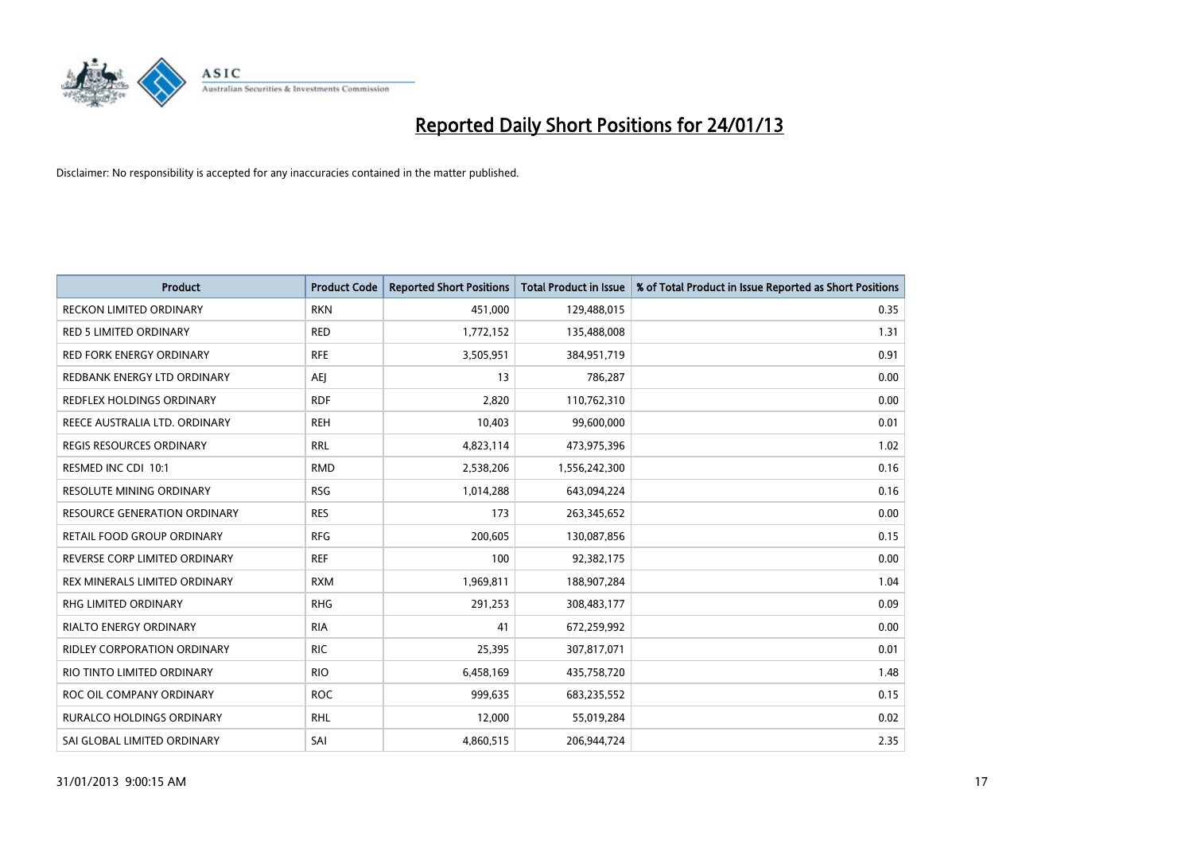# Reported Daily Short Positions for 24/01/13

Disclaimer: No responsibility is accepted for any inaccuracies contained in the matter published.

| Product | Product Code | Reported Short Positions | Total Product in Issue | % of Total Product in Issue Reported as Short Positions |
|---|---|---|---|---|
| RECKON LIMITED ORDINARY | RKN | 451,000 | 129,488,015 | 0.35 |
| RED 5 LIMITED ORDINARY | RED | 1,772,152 | 135,488,008 | 1.31 |
| RED FORK ENERGY ORDINARY | RFE | 3,505,951 | 384,951,719 | 0.91 |
| REDBANK ENERGY LTD ORDINARY | AEJ | 13 | 786,287 | 0.00 |
| REDFLEX HOLDINGS ORDINARY | RDF | 2,820 | 110,762,310 | 0.00 |
| REECE AUSTRALIA LTD. ORDINARY | REH | 10,403 | 99,600,000 | 0.01 |
| REGIS RESOURCES ORDINARY | RRL | 4,823,114 | 473,975,396 | 1.02 |
| RESMED INC CDI 10:1 | RMD | 2,538,206 | 1,556,242,300 | 0.16 |
| RESOLUTE MINING ORDINARY | RSG | 1,014,288 | 643,094,224 | 0.16 |
| RESOURCE GENERATION ORDINARY | RES | 173 | 263,345,652 | 0.00 |
| RETAIL FOOD GROUP ORDINARY | RFG | 200,605 | 130,087,856 | 0.15 |
| REVERSE CORP LIMITED ORDINARY | REF | 100 | 92,382,175 | 0.00 |
| REX MINERALS LIMITED ORDINARY | RXM | 1,969,811 | 188,907,284 | 1.04 |
| RHG LIMITED ORDINARY | RHG | 291,253 | 308,483,177 | 0.09 |
| RIALTO ENERGY ORDINARY | RIA | 41 | 672,259,992 | 0.00 |
| RIDLEY CORPORATION ORDINARY | RIC | 25,395 | 307,817,071 | 0.01 |
| RIO TINTO LIMITED ORDINARY | RIO | 6,458,169 | 435,758,720 | 1.48 |
| ROC OIL COMPANY ORDINARY | ROC | 999,635 | 683,235,552 | 0.15 |
| RURALCO HOLDINGS ORDINARY | RHL | 12,000 | 55,019,284 | 0.02 |
| SAI GLOBAL LIMITED ORDINARY | SAI | 4,860,515 | 206,944,724 | 2.35 |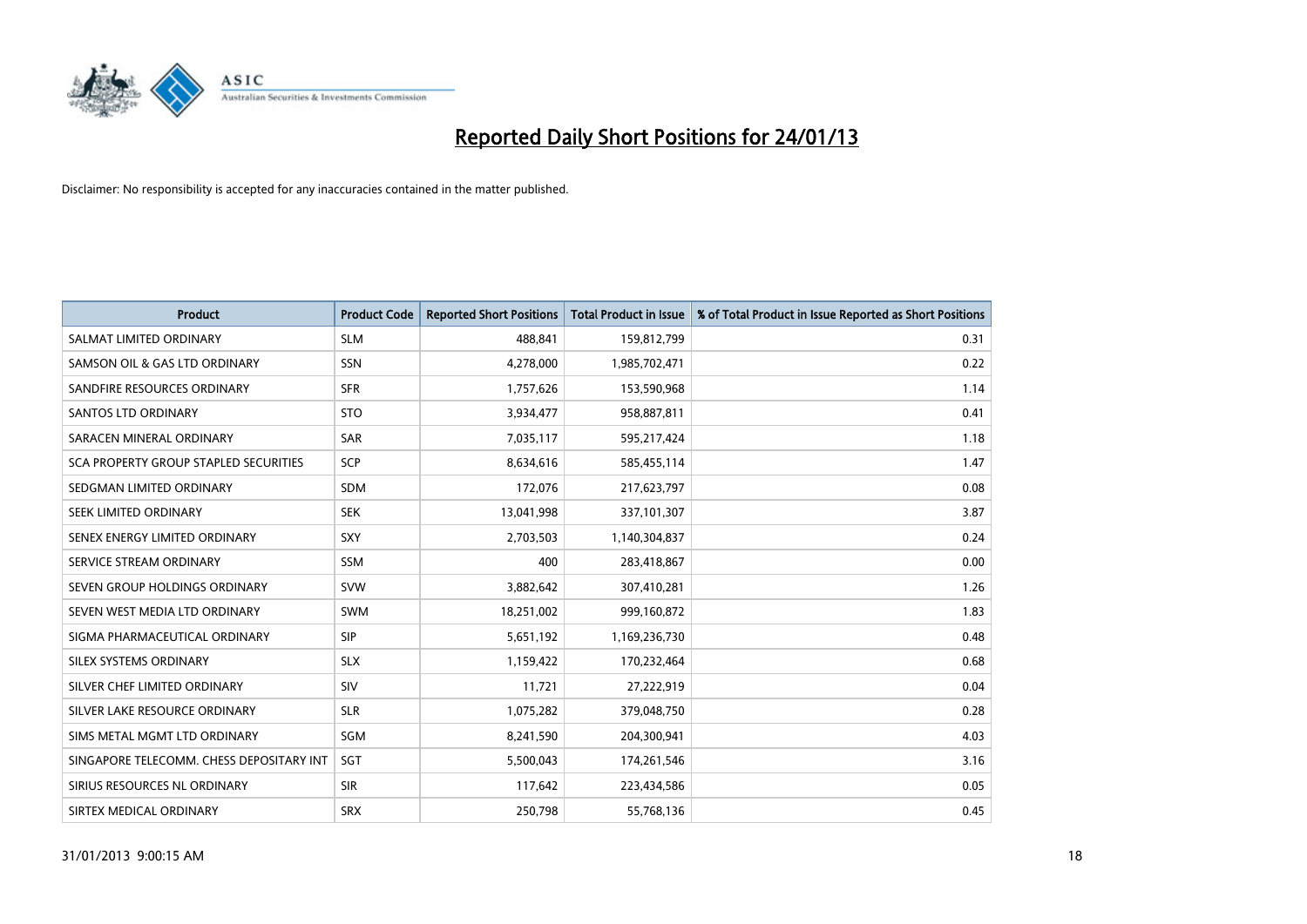# Reported Daily Short Positions for 24/01/13

Disclaimer: No responsibility is accepted for any inaccuracies contained in the matter published.

| Product | Product Code | Reported Short Positions | Total Product in Issue | % of Total Product in Issue Reported as Short Positions |
|---|---|---|---|---|
| SALMAT LIMITED ORDINARY | SLM | 488,841 | 159,812,799 | 0.31 |
| SAMSON OIL & GAS LTD ORDINARY | SSN | 4,278,000 | 1,985,702,471 | 0.22 |
| SANDFIRE RESOURCES ORDINARY | SFR | 1,757,626 | 153,590,968 | 1.14 |
| SANTOS LTD ORDINARY | STO | 3,934,477 | 958,887,811 | 0.41 |
| SARACEN MINERAL ORDINARY | SAR | 7,035,117 | 595,217,424 | 1.18 |
| SCA PROPERTY GROUP STAPLED SECURITIES | SCP | 8,634,616 | 585,455,114 | 1.47 |
| SEDGMAN LIMITED ORDINARY | SDM | 172,076 | 217,623,797 | 0.08 |
| SEEK LIMITED ORDINARY | SEK | 13,041,998 | 337,101,307 | 3.87 |
| SENEX ENERGY LIMITED ORDINARY | SXY | 2,703,503 | 1,140,304,837 | 0.24 |
| SERVICE STREAM ORDINARY | SSM | 400 | 283,418,867 | 0.00 |
| SEVEN GROUP HOLDINGS ORDINARY | SVW | 3,882,642 | 307,410,281 | 1.26 |
| SEVEN WEST MEDIA LTD ORDINARY | SWM | 18,251,002 | 999,160,872 | 1.83 |
| SIGMA PHARMACEUTICAL ORDINARY | SIP | 5,651,192 | 1,169,236,730 | 0.48 |
| SILEX SYSTEMS ORDINARY | SLX | 1,159,422 | 170,232,464 | 0.68 |
| SILVER CHEF LIMITED ORDINARY | SIV | 11,721 | 27,222,919 | 0.04 |
| SILVER LAKE RESOURCE ORDINARY | SLR | 1,075,282 | 379,048,750 | 0.28 |
| SIMS METAL MGMT LTD ORDINARY | SGM | 8,241,590 | 204,300,941 | 4.03 |
| SINGAPORE TELECOMM. CHESS DEPOSITARY INT | SGT | 5,500,043 | 174,261,546 | 3.16 |
| SIRIUS RESOURCES NL ORDINARY | SIR | 117,642 | 223,434,586 | 0.05 |
| SIRTEX MEDICAL ORDINARY | SRX | 250,798 | 55,768,136 | 0.45 |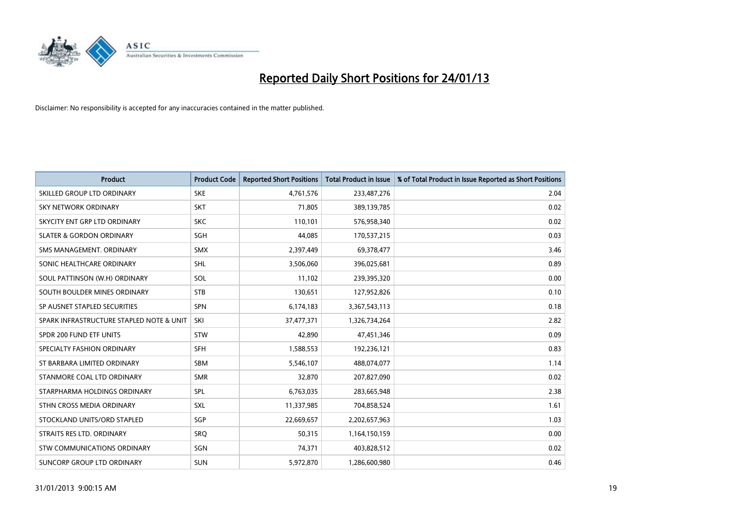# Reported Daily Short Positions for 24/01/13

Disclaimer: No responsibility is accepted for any inaccuracies contained in the matter published.

| Product | Product Code | Reported Short Positions | Total Product in Issue | % of Total Product in Issue Reported as Short Positions |
|---|---|---|---|---|
| SKILLED GROUP LTD ORDINARY | SKE | 4,761,576 | 233,487,276 | 2.04 |
| SKY NETWORK ORDINARY | SKT | 71,805 | 389,139,785 | 0.02 |
| SKYCITY ENT GRP LTD ORDINARY | SKC | 110,101 | 576,958,340 | 0.02 |
| SLATER & GORDON ORDINARY | SGH | 44,085 | 170,537,215 | 0.03 |
| SMS MANAGEMENT. ORDINARY | SMX | 2,397,449 | 69,378,477 | 3.46 |
| SONIC HEALTHCARE ORDINARY | SHL | 3,506,060 | 396,025,681 | 0.89 |
| SOUL PATTINSON (W.H) ORDINARY | SOL | 11,102 | 239,395,320 | 0.00 |
| SOUTH BOULDER MINES ORDINARY | STB | 130,651 | 127,952,826 | 0.10 |
| SP AUSNET STAPLED SECURITIES | SPN | 6,174,183 | 3,367,543,113 | 0.18 |
| SPARK INFRASTRUCTURE STAPLED NOTE & UNIT | SKI | 37,477,371 | 1,326,734,264 | 2.82 |
| SPDR 200 FUND ETF UNITS | STW | 42,890 | 47,451,346 | 0.09 |
| SPECIALTY FASHION ORDINARY | SFH | 1,588,553 | 192,236,121 | 0.83 |
| ST BARBARA LIMITED ORDINARY | SBM | 5,546,107 | 488,074,077 | 1.14 |
| STANMORE COAL LTD ORDINARY | SMR | 32,870 | 207,827,090 | 0.02 |
| STARPHARMA HOLDINGS ORDINARY | SPL | 6,763,035 | 283,665,948 | 2.38 |
| STHN CROSS MEDIA ORDINARY | SXL | 11,337,985 | 704,858,524 | 1.61 |
| STOCKLAND UNITS/ORD STAPLED | SGP | 22,669,657 | 2,202,657,963 | 1.03 |
| STRAITS RES LTD. ORDINARY | SRQ | 50,315 | 1,164,150,159 | 0.00 |
| STW COMMUNICATIONS ORDINARY | SGN | 74,371 | 403,828,512 | 0.02 |
| SUNCORP GROUP LTD ORDINARY | SUN | 5,972,870 | 1,286,600,980 | 0.46 |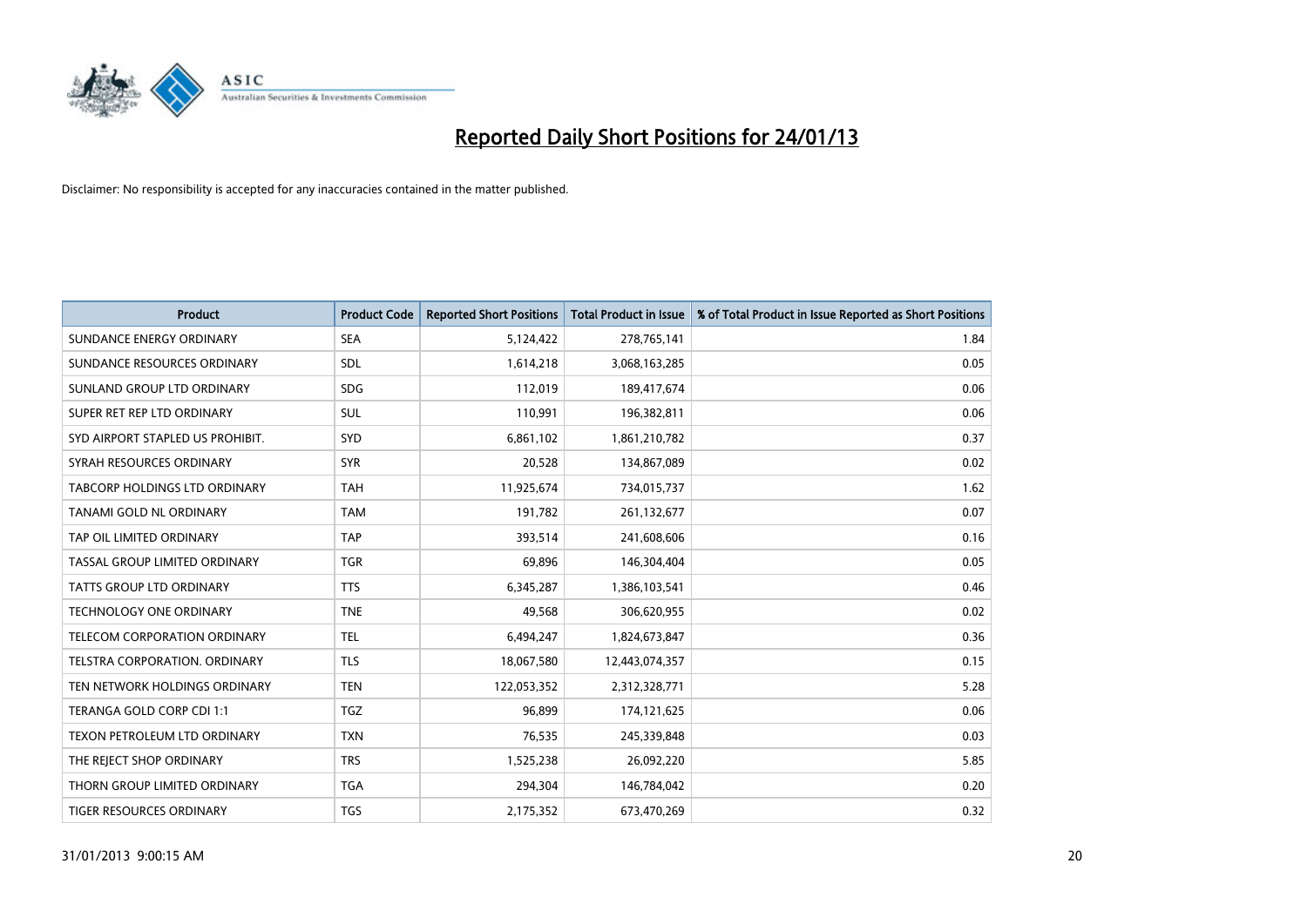# Reported Daily Short Positions for 24/01/13

Disclaimer: No responsibility is accepted for any inaccuracies contained in the matter published.

| Product | Product Code | Reported Short Positions | Total Product in Issue | % of Total Product in Issue Reported as Short Positions |
| --- | --- | --- | --- | --- |
| SUNDANCE ENERGY ORDINARY | SEA | 5,124,422 | 278,765,141 | 1.84 |
| SUNDANCE RESOURCES ORDINARY | SDL | 1,614,218 | 3,068,163,285 | 0.05 |
| SUNLAND GROUP LTD ORDINARY | SDG | 112,019 | 189,417,674 | 0.06 |
| SUPER RET REP LTD ORDINARY | SUL | 110,991 | 196,382,811 | 0.06 |
| SYD AIRPORT STAPLED US PROHIBIT. | SYD | 6,861,102 | 1,861,210,782 | 0.37 |
| SYRAH RESOURCES ORDINARY | SYR | 20,528 | 134,867,089 | 0.02 |
| TABCORP HOLDINGS LTD ORDINARY | TAH | 11,925,674 | 734,015,737 | 1.62 |
| TANAMI GOLD NL ORDINARY | TAM | 191,782 | 261,132,677 | 0.07 |
| TAP OIL LIMITED ORDINARY | TAP | 393,514 | 241,608,606 | 0.16 |
| TASSAL GROUP LIMITED ORDINARY | TGR | 69,896 | 146,304,404 | 0.05 |
| TATTS GROUP LTD ORDINARY | TTS | 6,345,287 | 1,386,103,541 | 0.46 |
| TECHNOLOGY ONE ORDINARY | TNE | 49,568 | 306,620,955 | 0.02 |
| TELECOM CORPORATION ORDINARY | TEL | 6,494,247 | 1,824,673,847 | 0.36 |
| TELSTRA CORPORATION. ORDINARY | TLS | 18,067,580 | 12,443,074,357 | 0.15 |
| TEN NETWORK HOLDINGS ORDINARY | TEN | 122,053,352 | 2,312,328,771 | 5.28 |
| TERANGA GOLD CORP CDI 1:1 | TGZ | 96,899 | 174,121,625 | 0.06 |
| TEXON PETROLEUM LTD ORDINARY | TXN | 76,535 | 245,339,848 | 0.03 |
| THE REJECT SHOP ORDINARY | TRS | 1,525,238 | 26,092,220 | 5.85 |
| THORN GROUP LIMITED ORDINARY | TGA | 294,304 | 146,784,042 | 0.20 |
| TIGER RESOURCES ORDINARY | TGS | 2,175,352 | 673,470,269 | 0.32 |

31/01/2013 9:00:15 AM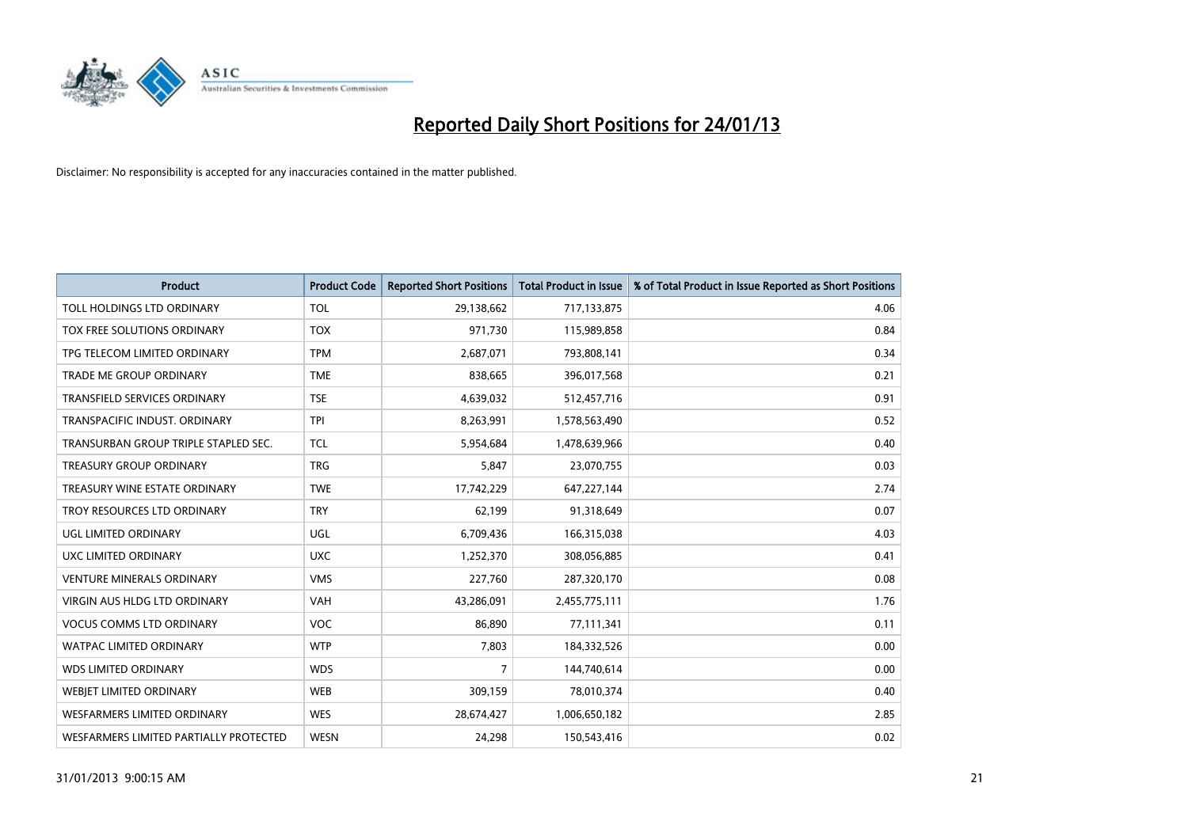# Reported Daily Short Positions for 24/01/13

Disclaimer: No responsibility is accepted for any inaccuracies contained in the matter published.

| Product | Product Code | Reported Short Positions | Total Product in Issue | % of Total Product in Issue Reported as Short Positions |
|---|---|---|---|---|
| TOLL HOLDINGS LTD ORDINARY | TOL | 29,138,662 | 717,133,875 | 4.06 |
| TOX FREE SOLUTIONS ORDINARY | TOX | 971,730 | 115,989,858 | 0.84 |
| TPG TELECOM LIMITED ORDINARY | TPM | 2,687,071 | 793,808,141 | 0.34 |
| TRADE ME GROUP ORDINARY | TME | 838,665 | 396,017,568 | 0.21 |
| TRANSFIELD SERVICES ORDINARY | TSE | 4,639,032 | 512,457,716 | 0.91 |
| TRANSPACIFIC INDUST. ORDINARY | TPI | 8,263,991 | 1,578,563,490 | 0.52 |
| TRANSURBAN GROUP TRIPLE STAPLED SEC. | TCL | 5,954,684 | 1,478,639,966 | 0.40 |
| TREASURY GROUP ORDINARY | TRG | 5,847 | 23,070,755 | 0.03 |
| TREASURY WINE ESTATE ORDINARY | TWE | 17,742,229 | 647,227,144 | 2.74 |
| TROY RESOURCES LTD ORDINARY | TRY | 62,199 | 91,318,649 | 0.07 |
| UGL LIMITED ORDINARY | UGL | 6,709,436 | 166,315,038 | 4.03 |
| UXC LIMITED ORDINARY | UXC | 1,252,370 | 308,056,885 | 0.41 |
| VENTURE MINERALS ORDINARY | VMS | 227,760 | 287,320,170 | 0.08 |
| VIRGIN AUS HLDG LTD ORDINARY | VAH | 43,286,091 | 2,455,775,111 | 1.76 |
| VOCUS COMMS LTD ORDINARY | VOC | 86,890 | 77,111,341 | 0.11 |
| WATPAC LIMITED ORDINARY | WTP | 7,803 | 184,332,526 | 0.00 |
| WDS LIMITED ORDINARY | WDS | 7 | 144,740,614 | 0.00 |
| WEBJET LIMITED ORDINARY | WEB | 309,159 | 78,010,374 | 0.40 |
| WESFARMERS LIMITED ORDINARY | WES | 28,674,427 | 1,006,650,182 | 2.85 |
| WESFARMERS LIMITED PARTIALLY PROTECTED | WESN | 24,298 | 150,543,416 | 0.02 |

31/01/2013 9:00:15 AM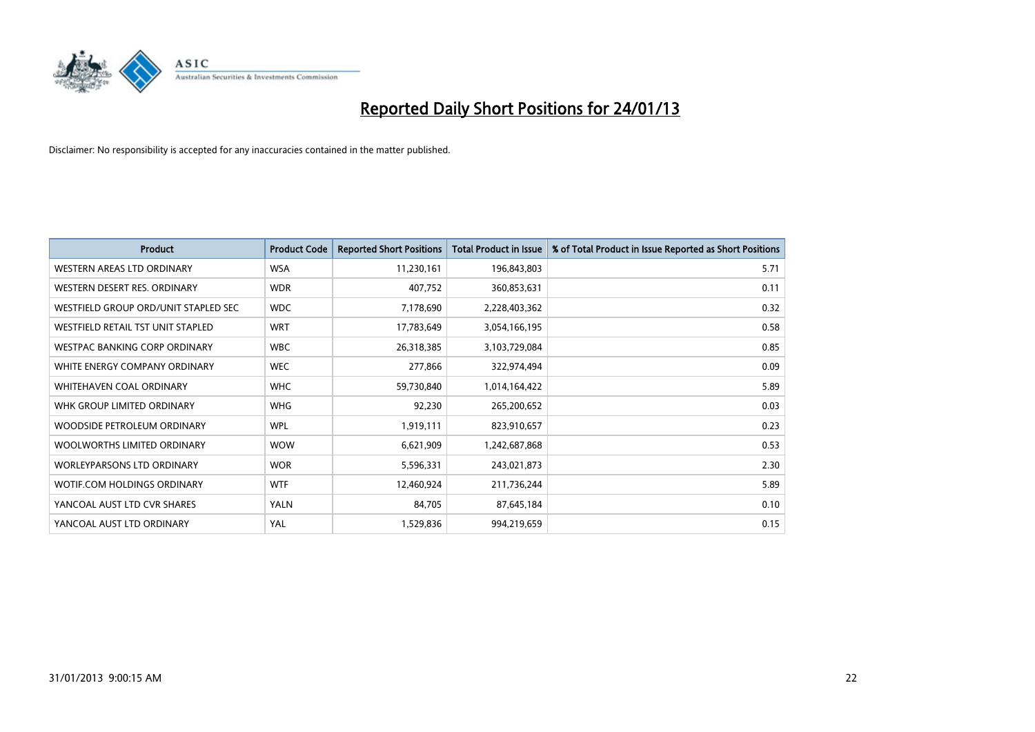# Reported Daily Short Positions for 24/01/13

Disclaimer: No responsibility is accepted for any inaccuracies contained in the matter published.

| Product | Product Code | Reported Short Positions | Total Product in Issue | % of Total Product in Issue Reported as Short Positions |
|---|---|---|---|---|
| WESTERN AREAS LTD ORDINARY | WSA | 11,230,161 | 196,843,803 | 5.71 |
| WESTERN DESERT RES. ORDINARY | WDR | 407,752 | 360,853,631 | 0.11 |
| WESTFIELD GROUP ORD/UNIT STAPLED SEC | WDC | 7,178,690 | 2,228,403,362 | 0.32 |
| WESTFIELD RETAIL TST UNIT STAPLED | WRT | 17,783,649 | 3,054,166,195 | 0.58 |
| WESTPAC BANKING CORP ORDINARY | WBC | 26,318,385 | 3,103,729,084 | 0.85 |
| WHITE ENERGY COMPANY ORDINARY | WEC | 277,866 | 322,974,494 | 0.09 |
| WHITEHAVEN COAL ORDINARY | WHC | 59,730,840 | 1,014,164,422 | 5.89 |
| WHK GROUP LIMITED ORDINARY | WHG | 92,230 | 265,200,652 | 0.03 |
| WOODSIDE PETROLEUM ORDINARY | WPL | 1,919,111 | 823,910,657 | 0.23 |
| WOOLWORTHS LIMITED ORDINARY | WOW | 6,621,909 | 1,242,687,868 | 0.53 |
| WORLEYPARSONS LTD ORDINARY | WOR | 5,596,331 | 243,021,873 | 2.30 |
| WOTIF.COM HOLDINGS ORDINARY | WTF | 12,460,924 | 211,736,244 | 5.89 |
| YANCOAL AUST LTD CVR SHARES | YALN | 84,705 | 87,645,184 | 0.10 |
| YANCOAL AUST LTD ORDINARY | YAL | 1,529,836 | 994,219,659 | 0.15 |